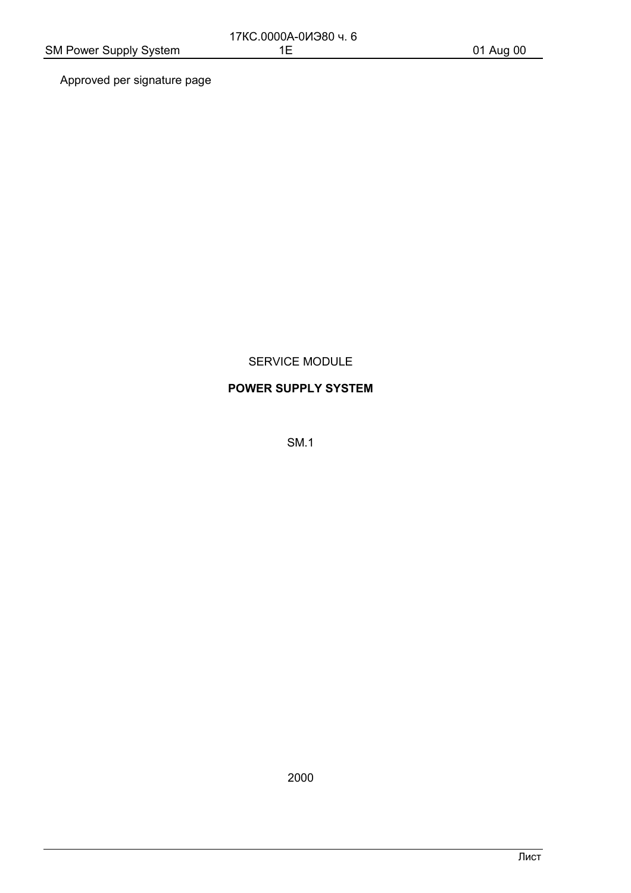Approved per signature page

SERVICE MODULE

**POWER SUPPLY SYSTEM**

SM.1

2000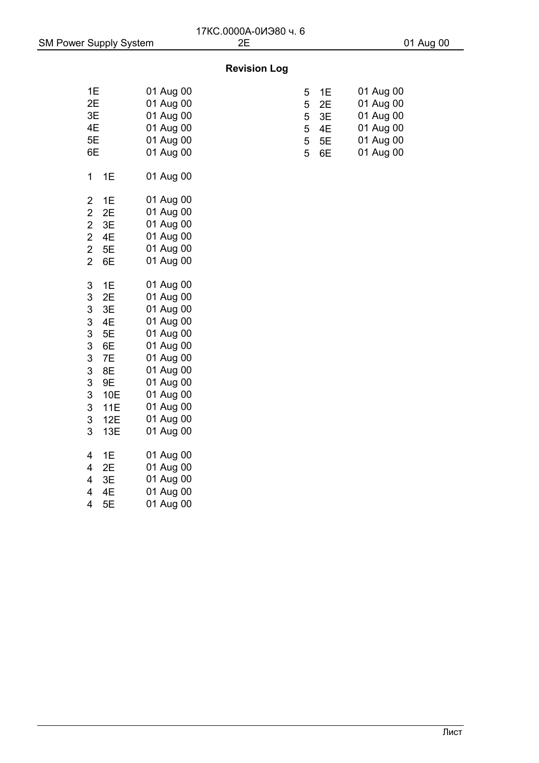## Revision Log

| Section | Page | Date |
|---|---|---|
| | 1E | 01 Aug 00 |
| | 2E | 01 Aug 00 |
| | 3E | 01 Aug 00 |
| | 4E | 01 Aug 00 |
| | 5E | 01 Aug 00 |
| | 6E | 01 Aug 00 |
| 1 | 1E | 01 Aug 00 |
| 2 | 1E | 01 Aug 00 |
| 2 | 2E | 01 Aug 00 |
| 2 | 3E | 01 Aug 00 |
| 2 | 4E | 01 Aug 00 |
| 2 | 5E | 01 Aug 00 |
| 2 | 6E | 01 Aug 00 |
| 3 | 1E | 01 Aug 00 |
| 3 | 2E | 01 Aug 00 |
| 3 | 3E | 01 Aug 00 |
| 3 | 4E | 01 Aug 00 |
| 3 | 5E | 01 Aug 00 |
| 3 | 6E | 01 Aug 00 |
| 3 | 7E | 01 Aug 00 |
| 3 | 8E | 01 Aug 00 |
| 3 | 9E | 01 Aug 00 |
| 3 | 10E | 01 Aug 00 |
| 3 | 11E | 01 Aug 00 |
| 3 | 12E | 01 Aug 00 |
| 3 | 13E | 01 Aug 00 |
| 4 | 1E | 01 Aug 00 |
| 4 | 2E | 01 Aug 00 |
| 4 | 3E | 01 Aug 00 |
| 4 | 4E | 01 Aug 00 |
| 4 | 5E | 01 Aug 00 |
| 5 | 1E | 01 Aug 00 |
| 5 | 2E | 01 Aug 00 |
| 5 | 3E | 01 Aug 00 |
| 5 | 4E | 01 Aug 00 |
| 5 | 5E | 01 Aug 00 |
| 5 | 6E | 01 Aug 00 |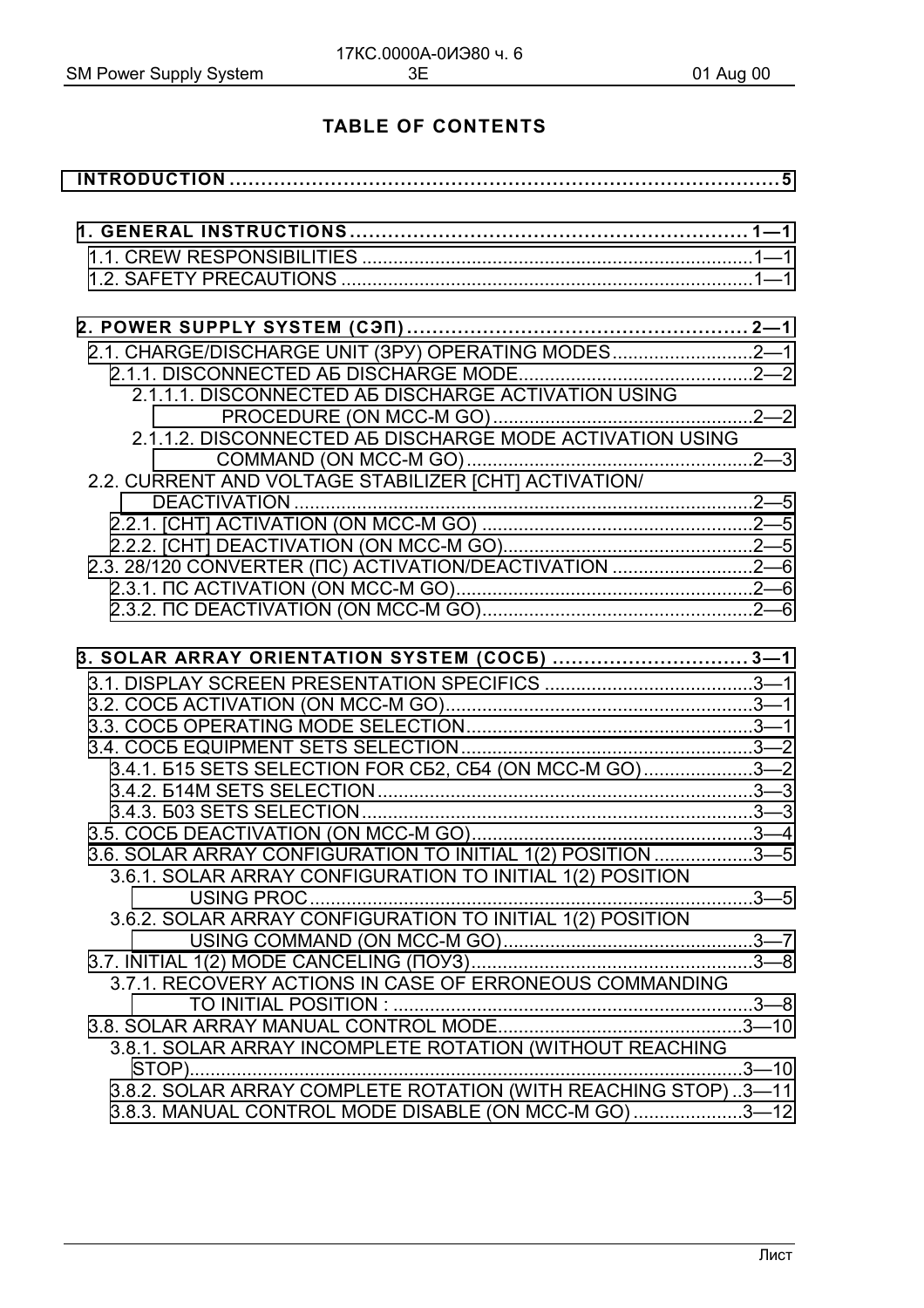## TABLE OF CONTENTS

**INTRODUCTION** ........................................................................................ **5**

**1. GENERAL INSTRUCTIONS** ............................................................... **1—1**

1.1. CREW RESPONSIBILITIES ........................................................................... 1—1

1.2. SAFETY PRECAUTIONS ............................................................................... 1—1

**2. POWER SUPPLY SYSTEM (СЭП)** ....................................................... **2—1**

2.1. CHARGE/DISCHARGE UNIT (ЗРУ) OPERATING MODES ........................... 2—1

2.1.1. DISCONNECTED АБ DISCHARGE MODE ............................................ 2—2

2.1.1.1. DISCONNECTED АБ DISCHARGE ACTIVATION USING PROCEDURE (ON MCC-M GO) .................................................. 2—2

2.1.1.2. DISCONNECTED АБ DISCHARGE MODE ACTIVATION USING COMMAND (ON MCC-M GO) ....................................................... 2—3

2.2. CURRENT AND VOLTAGE STABILIZER [СНТ] ACTIVATION/ DEACTIVATION ........................................................................................ 2—5

2.2.1. [СНТ] ACTIVATION (ON MCC-M GO) ..................................................... 2—5

2.2.2. [СНТ] DEACTIVATION (ON MCC-M GO) ................................................ 2—5

2.3. 28/120 CONVERTER (ПС) ACTIVATION/DEACTIVATION ........................... 2—6

2.3.1. ПС ACTIVATION (ON MCC-M GO) ......................................................... 2—6

2.3.2. ПС DEACTIVATION (ON MCC-M GO) ..................................................... 2—6

**3. SOLAR ARRAY ORIENTATION SYSTEM (СОСБ)** ................................ **3—1**

3.1. DISPLAY SCREEN PRESENTATION SPECIFICS ........................................ 3—1

3.2. СОСБ ACTIVATION (ON MCC-M GO) ........................................................... 3—1

3.3. СОСБ OPERATING MODE SELECTION ....................................................... 3—1

3.4. СОСБ EQUIPMENT SETS SELECTION ......................................................... 3—2

3.4.1. Б15 SETS SELECTION FOR СБ2, СБ4 (ON MCC-M GO) ..................... 3—2

3.4.2. Б14М SETS SELECTION ......................................................................... 3—3

3.4.3. Б03 SETS SELECTION ............................................................................ 3—3

3.5. СОСБ DEACTIVATION (ON MCC-M GO) ...................................................... 3—4

3.6. SOLAR ARRAY CONFIGURATION TO INITIAL 1(2) POSITION ................... 3—5

3.6.1. SOLAR ARRAY CONFIGURATION TO INITIAL 1(2) POSITION USING PROC ...................................................................................... 3—5

3.6.2. SOLAR ARRAY CONFIGURATION TO INITIAL 1(2) POSITION USING COMMAND (ON MCC-M GO) ................................................ 3—7

3.7. INITIAL 1(2) MODE CANCELING (ПОУЗ) ...................................................... 3—8

3.7.1. RECOVERY ACTIONS IN CASE OF ERRONEOUS COMMANDING TO INITIAL POSITION : ..................................................................... 3—8

3.8. SOLAR ARRAY MANUAL CONTROL MODE ............................................... 3—10

3.8.1. SOLAR ARRAY INCOMPLETE ROTATION (WITHOUT REACHING STOP) ........................................................................................... 3—10

3.8.2. SOLAR ARRAY COMPLETE ROTATION (WITH REACHING STOP) .. 3—11

3.8.3. MANUAL CONTROL MODE DISABLE (ON MCC-M GO) ..................... 3—12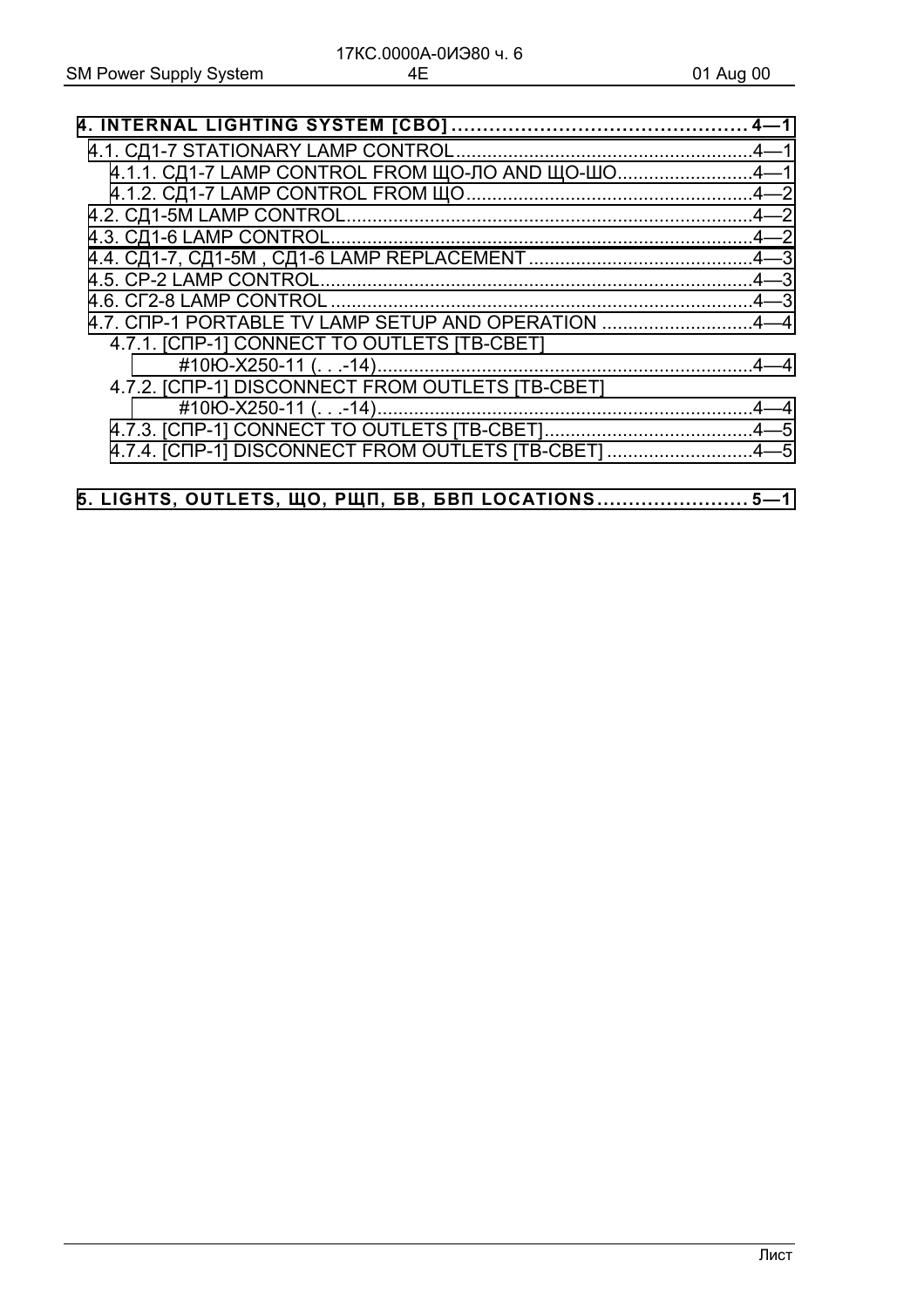**4. INTERNAL LIGHTING SYSTEM [СВО] ............................................... 4—1**

4.1. СД1-7 STATIONARY LAMP CONTROL.........................................................4—1

4.1.1. СД1-7 LAMP CONTROL FROM ЩО-ЛО AND ЩО-ШО..........................4—1

4.1.2. СД1-7 LAMP CONTROL FROM ЩО.......................................................4—2

4.2. СД1-5М LAMP CONTROL..............................................................................4—2

4.3. СД1-6 LAMP CONTROL.................................................................................4—2

4.4. СД1-7, СД1-5М , СД1-6 LAMP REPLACEMENT...........................................4—3

4.5. СР-2 LAMP CONTROL...................................................................................4—3

4.6. СГ2-8 LAMP CONTROL .................................................................................4—3

4.7. СПР-1 PORTABLE TV LAMP SETUP AND OPERATION .............................4—4

4.7.1. [СПР-1] CONNECT TO OUTLETS [ТВ-СВЕТ] #10Ю-Х250-11 (. . .-14).........................................................................4—4

4.7.2. [СПР-1] DISCONNECT FROM OUTLETS [ТВ-СВЕТ] #10Ю-Х250-11 (. . .-14).........................................................................4—4

4.7.3. [СПР-1] CONNECT TO OUTLETS [ТВ-СВЕТ]........................................4—5

4.7.4. [СПР-1] DISCONNECT FROM OUTLETS [ТВ-СВЕТ] ............................4—5

**5. LIGHTS, OUTLETS, ЩО, РЩП, БВ, БВП LOCATIONS......................... 5—1**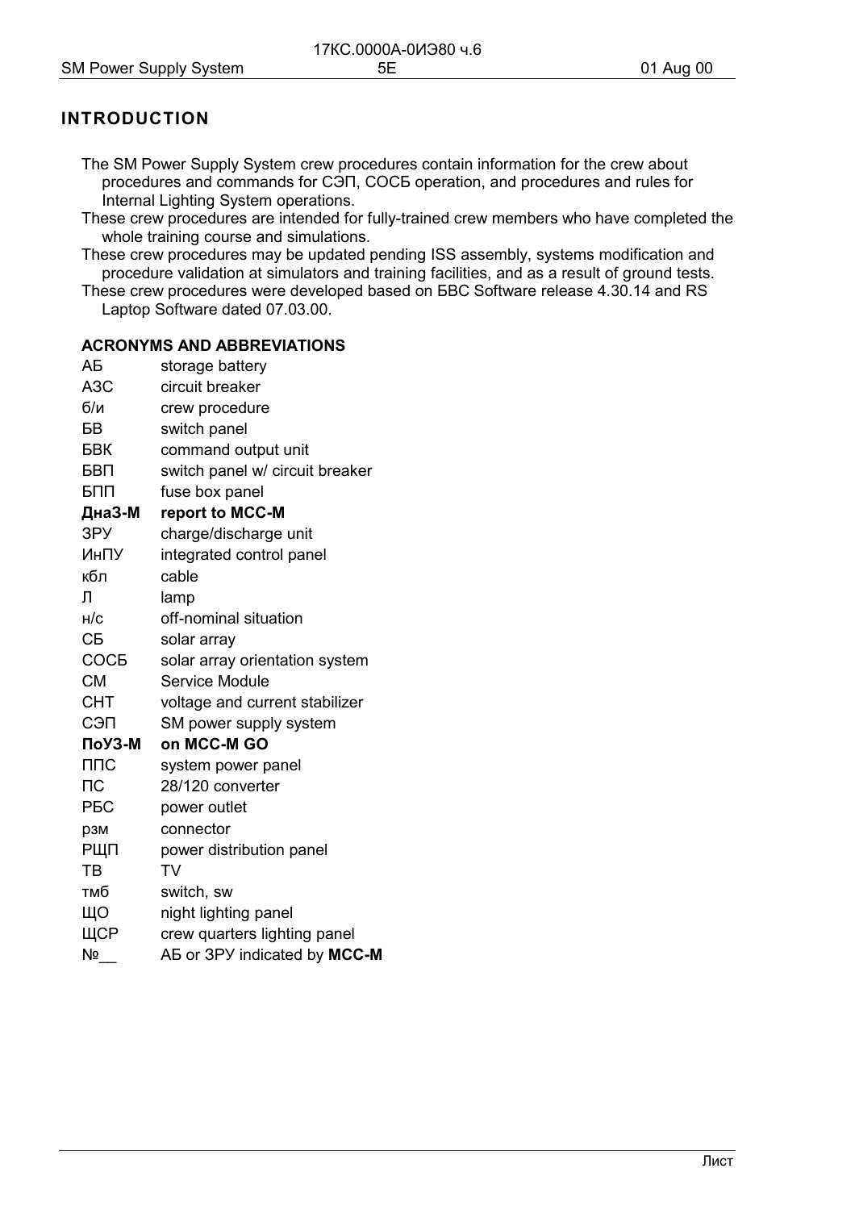## INTRODUCTION

The SM Power Supply System crew procedures contain information for the crew about procedures and commands for СЭП, СОСБ operation, and procedures and rules for Internal Lighting System operations.

These crew procedures are intended for fully-trained crew members who have completed the whole training course and simulations.

These crew procedures may be updated pending ISS assembly, systems modification and procedure validation at simulators and training facilities, and as a result of ground tests.

These crew procedures were developed based on БВС Software release 4.30.14 and RS Laptop Software dated 07.03.00.

### ACRONYMS AND ABBREVIATIONS

| | |
|---|---|
| АБ | storage battery |
| АЗС | circuit breaker |
| б/и | crew procedure |
| БВ | switch panel |
| БВК | command output unit |
| БВП | switch panel w/ circuit breaker |
| БПП | fuse box panel |
| **ДнаЗ-М** | **report to MCC-M** |
| ЗРУ | charge/discharge unit |
| ИнПУ | integrated control panel |
| кбл | cable |
| Л | lamp |
| н/с | off-nominal situation |
| СБ | solar array |
| СОСБ | solar array orientation system |
| СМ | Service Module |
| СНТ | voltage and current stabilizer |
| СЭП | SM power supply system |
| **ПоУЗ-М** | **on MCC-M GO** |
| ППС | system power panel |
| ПС | 28/120 converter |
| РБС | power outlet |
| рзм | connector |
| РЩП | power distribution panel |
| ТВ | TV |
| тмб | switch, sw |
| ЩО | night lighting panel |
| ЩСР | crew quarters lighting panel |
| №__ | АБ or ЗРУ indicated by **MCC-M** |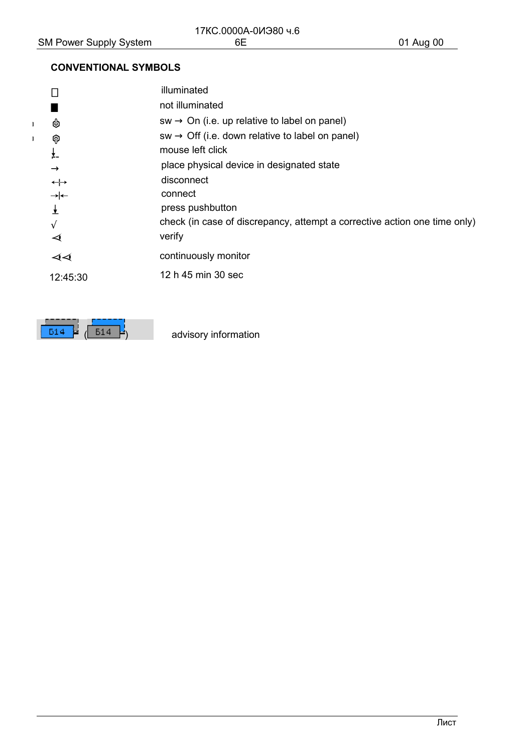## CONVENTIONAL SYMBOLS

| Symbol | Meaning |
| --- | --- |
| □ | illuminated |
| ■ | not illuminated |
| ⏻ | sw → On (i.e. up relative to label on panel) |
| ⏻ | sw → Off (i.e. down relative to label on panel) |
| ↓̲ | mouse left click |
| → | place physical device in designated state |
| ←\|→ | disconnect |
| →\|← | connect |
| ↓ | press pushbutton |
| √ | check (in case of discrepancy, attempt a corrective action one time only) |
| ⊲ | verify |
| ⊲⊲ | continuously monitor |
| 12:45:30 | 12 h 45 min 30 sec |
| Б14 (Б14) | advisory information |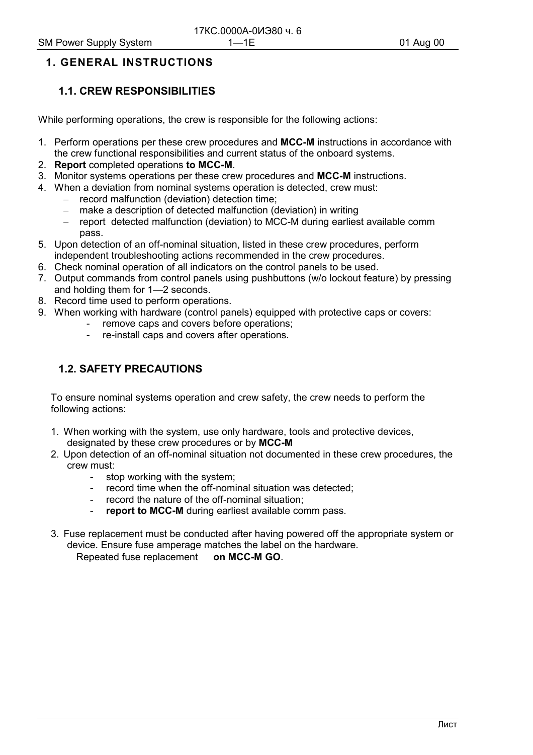# 1. GENERAL INSTRUCTIONS

## 1.1. CREW RESPONSIBILITIES

While performing operations, the crew is responsible for the following actions:

1. Perform operations per these crew procedures and **MCC-M** instructions in accordance with the crew functional responsibilities and current status of the onboard systems.
2. **Report** completed operations **to MCC-M**.
3. Monitor systems operations per these crew procedures and **MCC-M** instructions.
4. When a deviation from nominal systems operation is detected, crew must:
   - record malfunction (deviation) detection time;
   - make a description of detected malfunction (deviation) in writing
   - report detected malfunction (deviation) to MCC-M during earliest available comm pass.
5. Upon detection of an off-nominal situation, listed in these crew procedures, perform independent troubleshooting actions recommended in the crew procedures.
6. Check nominal operation of all indicators on the control panels to be used.
7. Output commands from control panels using pushbuttons (w/o lockout feature) by pressing and holding them for 1—2 seconds.
8. Record time used to perform operations.
9. When working with hardware (control panels) equipped with protective caps or covers:
   - remove caps and covers before operations;
   - re-install caps and covers after operations.

## 1.2. SAFETY PRECAUTIONS

To ensure nominal systems operation and crew safety, the crew needs to perform the following actions:

1. When working with the system, use only hardware, tools and protective devices, designated by these crew procedures or by **MCC-M**
2. Upon detection of an off-nominal situation not documented in these crew procedures, the crew must:
   - stop working with the system;
   - record time when the off-nominal situation was detected;
   - record the nature of the off-nominal situation;
   - **report to MCC-M** during earliest available comm pass.
3. Fuse replacement must be conducted after having powered off the appropriate system or device. Ensure fuse amperage matches the label on the hardware.
   Repeated fuse replacement **on MCC-M GO**.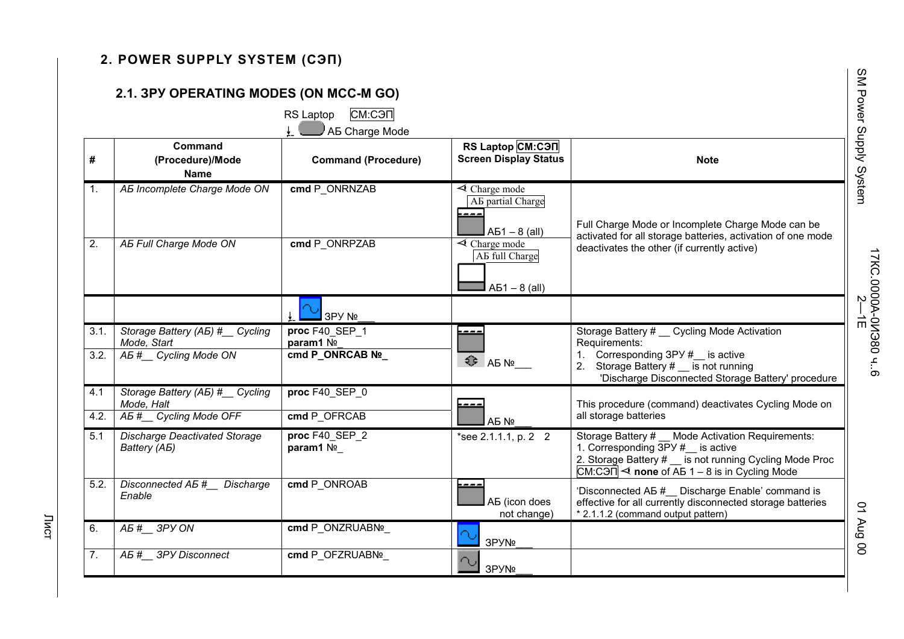## 2. POWER SUPPLY SYSTEM (СЭП)

### 2.1. ЗРУ OPERATING MODES (ON МСС-М GO)

RS Laptop СМ:СЭП

АБ Charge Mode

| # | Command (Procedure)/Mode Name | Command (Procedure) | RS Laptop СМ:СЭП Screen Display Status | Note |
|---|---|---|---|---|
| 1. | *АБ Incomplete Charge Mode ON* | **cmd** P_ONRNZAB | ⊲ Charge mode<br>АБ partial Charge<br>АБ1 – 8 (all) | Full Charge Mode or Incomplete Charge Mode can be activated for all storage batteries, activation of one mode deactivates the other (if currently active) |
| 2. | *АБ Full Charge Mode ON* | **cmd** P_ONRPZAB | ⊲ Charge mode<br>АБ full Charge<br>АБ1 – 8 (all) | |
| | | ЗРУ №___ | | |
| 3.1. | *Storage Battery (АБ) #__ Cycling Mode, Start* | **proc** F40_SEP_1<br>**param1** №_ | АБ №___ | Storage Battery # __ Cycling Mode Activation Requirements:<br>1. Corresponding ЗРУ #__ is active<br>2. Storage Battery # __ is not running 'Discharge Disconnected Storage Battery' procedure |
| 3.2. | *АБ #__ Cycling Mode ON* | **cmd P_ONRCAB №_** | | |
| 4.1 | *Storage Battery (АБ) #__ Cycling Mode, Halt* | **proc** F40_SEP_0 | АБ №___ | This procedure (command) deactivates Cycling Mode on all storage batteries |
| 4.2. | *АБ #__ Cycling Mode OFF* | **cmd** P_OFRCAB | | |
| 5.1 | *Discharge Deactivated Storage Battery (АБ)* | **proc** F40_SEP_2<br>**param1** №_ | *see 2.1.1.1, p. 2 2 | Storage Battery # __ Mode Activation Requirements:<br>1. Corresponding ЗРУ #__ is active<br>2. Storage Battery # __ is not running Cycling Mode Proc<br>СМ:СЭП ⊲ **none** of АБ 1 – 8 is in Cycling Mode |
| 5.2. | *Disconnected АБ #__ Discharge Enable* | **cmd** P_ONROAB | АБ (icon does not change) | 'Disconnected АБ #__ Discharge Enable' command is effective for all currently disconnected storage batteries<br>* 2.1.1.2 (command output pattern) |
| 6. | *АБ #__ ЗРУ ON* | **cmd** P_ONZRUAB№_ | ЗРУ№___ | |
| 7. | *АБ #__ ЗРУ Disconnect* | **cmd** P_OFZRUABN№_ | ЗРУ№___ | |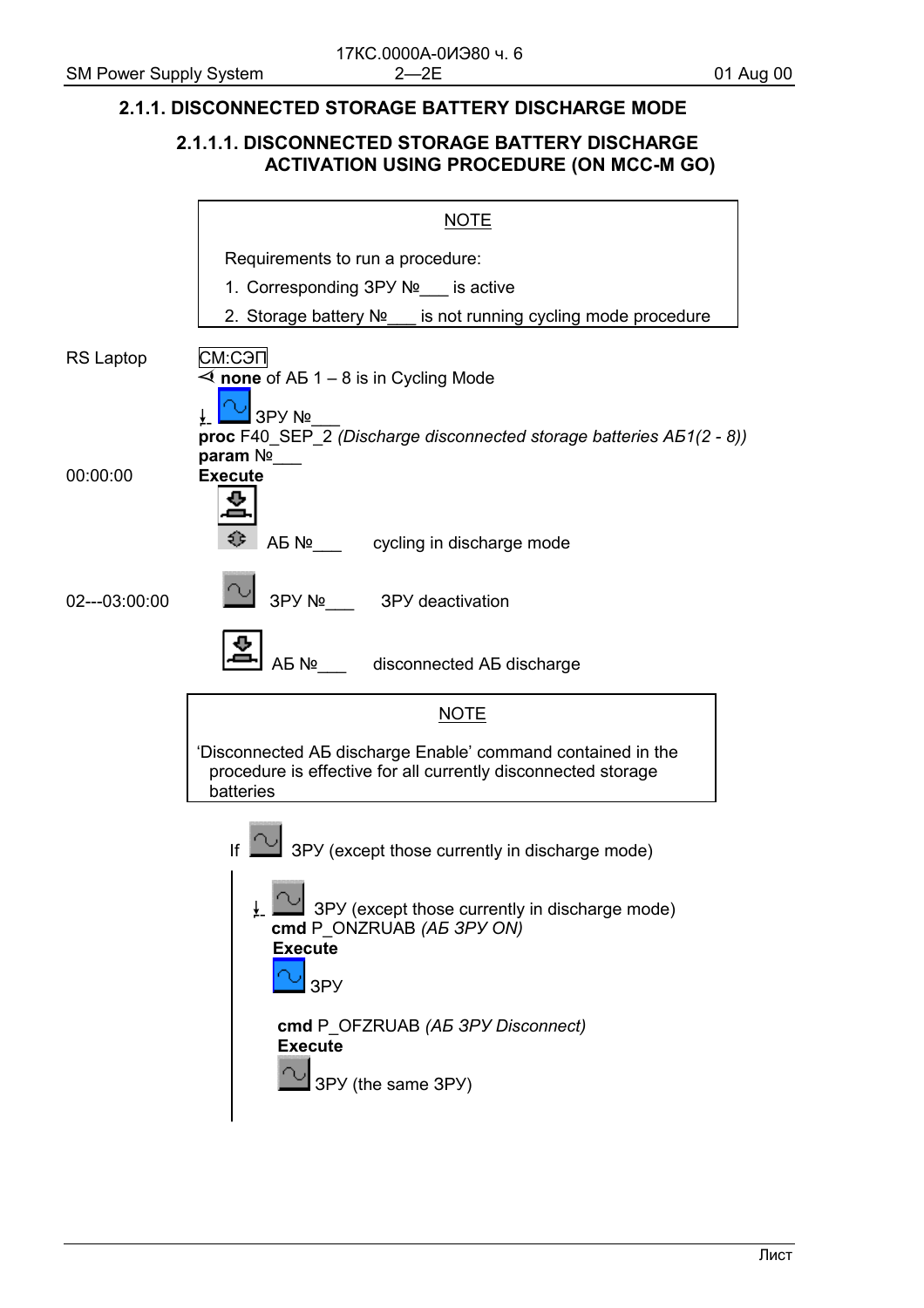## 2.1.1. DISCONNECTED STORAGE BATTERY DISCHARGE MODE

### 2.1.1.1. DISCONNECTED STORAGE BATTERY DISCHARGE ACTIVATION USING PROCEDURE (ON MCC-M GO)

> NOTE
>
> Requirements to run a procedure:
>
> 1. Corresponding ЗРУ №___ is active
> 2. Storage battery №___ is not running cycling mode procedure

RS Laptop

СМ:СЭП

⊲ **none** of АБ 1 – 8 is in Cycling Mode

↓ ЗРУ №___

**proc** F40_SEP_2 *(Discharge disconnected storage batteries АБ1(2 - 8))*

**param** №___

00:00:00 **Execute**

АБ №___ cycling in discharge mode

02---03:00:00 ЗРУ №___ ЗРУ deactivation

АБ №___ disconnected АБ discharge

> NOTE
>
> 'Disconnected АБ discharge Enable' command contained in the procedure is effective for all currently disconnected storage batteries

If ЗРУ (except those currently in discharge mode)

↓ ЗРУ (except those currently in discharge mode)

**cmd** P_ONZRUAB *(АБ ЗРУ ON)*

**Execute**

ЗРУ

**cmd** P_OFZRUAB *(АБ ЗРУ Disconnect)*

**Execute**

ЗРУ (the same ЗРУ)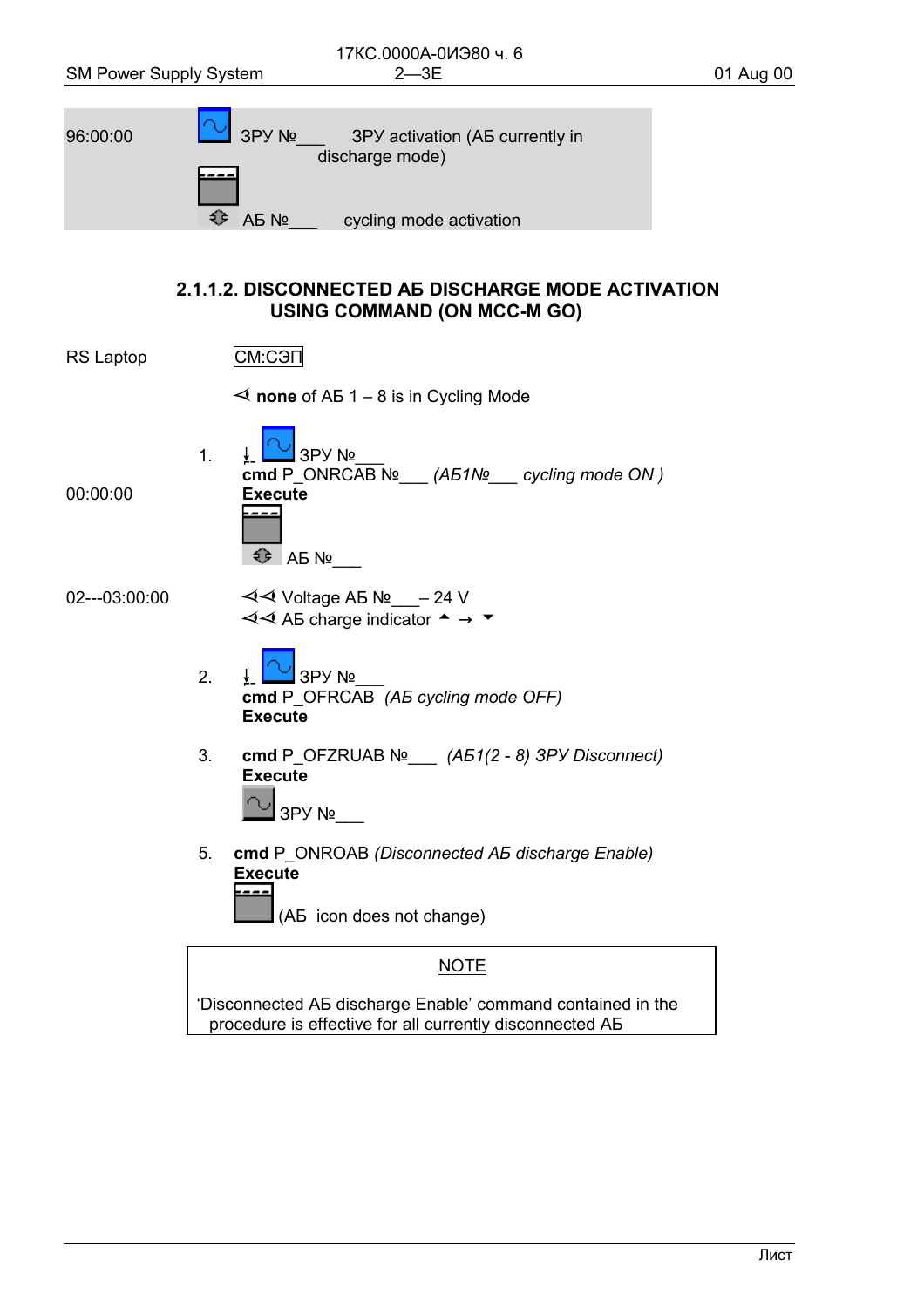| | |
|---|---|
| 96:00:00 | ЗРУ №___ ЗРУ activation (АБ currently in discharge mode) |
| | АБ №___ cycling mode activation |

### 2.1.1.2. DISCONNECTED АБ DISCHARGE MODE ACTIVATION USING COMMAND (ON MCC-M GO)

RS Laptop — СМ:СЭП

⊲ **none** of АБ 1 – 8 is in Cycling Mode

1. ⭳ ЗРУ №___
   **cmd** P_ONRCAB №___ *(АБ1№___ cycling mode ON )*
   **Execute**

   00:00:00 — АБ №___

   02---03:00:00 — ⊲⊲ Voltage АБ №___– 24 V
   ⊲⊲ АБ charge indicator ▲ → ▼

2. ⭳ ЗРУ №___
   **cmd** P_OFRCAB *(АБ cycling mode OFF)*
   **Execute**

3. **cmd** P_OFZRUAB №___ *(АБ1(2 - 8) ЗРУ Disconnect)*
   **Execute**
   ЗРУ №___

5. **cmd** P_ONROAB *(Disconnected АБ discharge Enable)*
   **Execute**
   (АБ icon does not change)

> NOTE
>
> 'Disconnected АБ discharge Enable' command contained in the procedure is effective for all currently disconnected АБ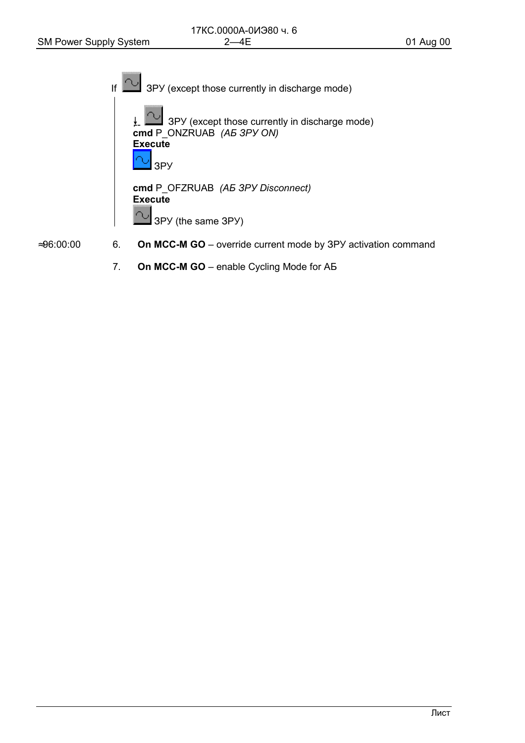If ∿ ЗРУ (except those currently in discharge mode)

↓ ∿ ЗРУ (except those currently in discharge mode)
**cmd** P_ONZRUAB *(АБ ЗРУ ON)*
**Execute**
∿ ЗРУ

**cmd** P_OFZRUAB *(АБ ЗРУ Disconnect)*
**Execute**
∿ ЗРУ (the same ЗРУ)

≈96:00:00 6. **On MCC-M GO** – override current mode by ЗРУ activation command

7. **On MCC-M GO** – enable Cycling Mode for АБ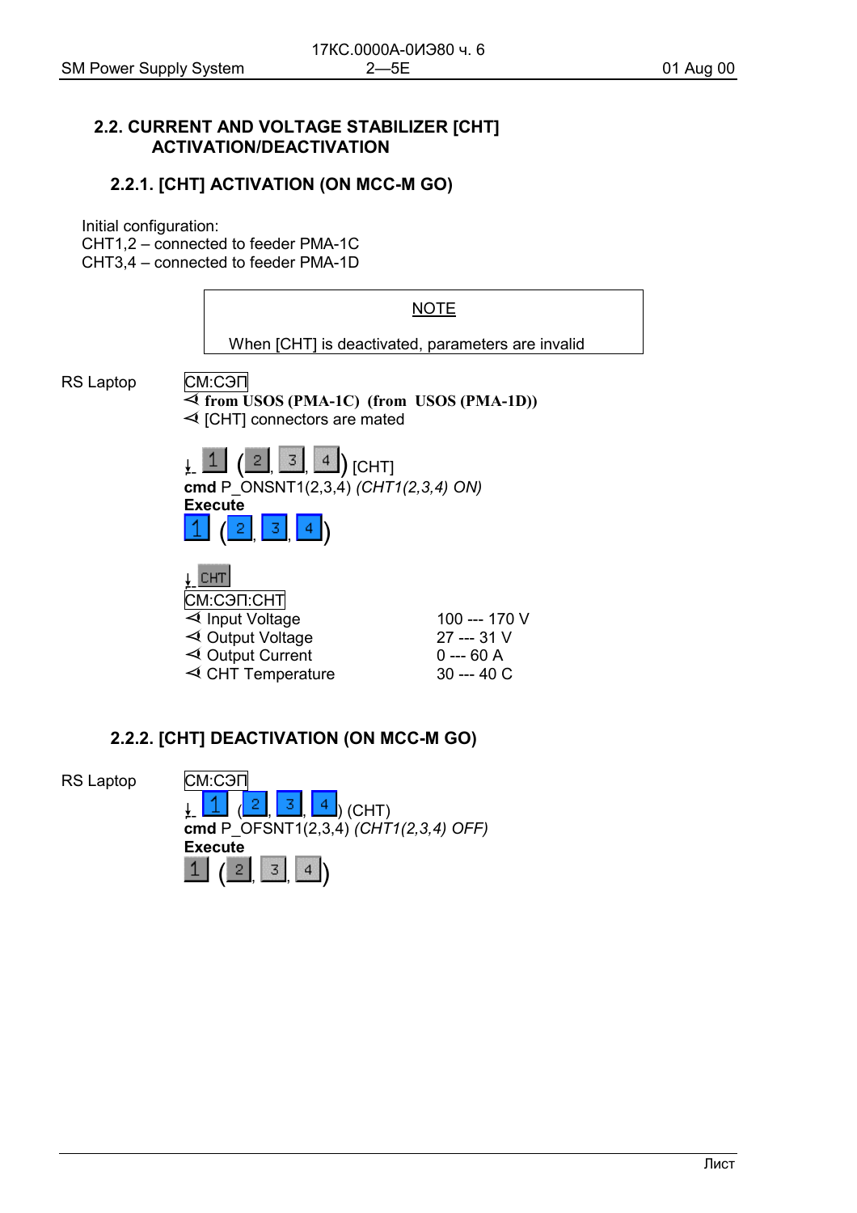## 2.2. CURRENT AND VOLTAGE STABILIZER [CHT] ACTIVATION/DEACTIVATION

### 2.2.1. [CHT] ACTIVATION (ON MCC-M GO)

Initial configuration:
CHT1,2 – connected to feeder PMA-1C
CHT3,4 – connected to feeder PMA-1D

> NOTE
>
> When [CHT] is deactivated, parameters are invalid

RS Laptop

СМ:СЭП
⊲ **from USOS (PMA-1C) (from USOS (PMA-1D))**
⊲ [CHT] connectors are mated

↓ 1 (2, 3, 4) [CHT]
**cmd** P_ONSNT1(2,3,4) *(CHT1(2,3,4) ON)*
**Execute**
1 (2, 3, 4)

↓ CHT
СМ:СЭП:CHT

| | |
|---|---|
| ⊲ Input Voltage | 100 --- 170 V |
| ⊲ Output Voltage | 27 --- 31 V |
| ⊲ Output Current | 0 --- 60 A |
| ⊲ CHT Temperature | 30 --- 40 C |

### 2.2.2. [CHT] DEACTIVATION (ON MCC-M GO)

RS Laptop

СМ:СЭП
↓ 1 (2, 3, 4) (CHT)
**cmd** P_OFSNT1(2,3,4) *(CHT1(2,3,4) OFF)*
**Execute**
1 (2, 3, 4)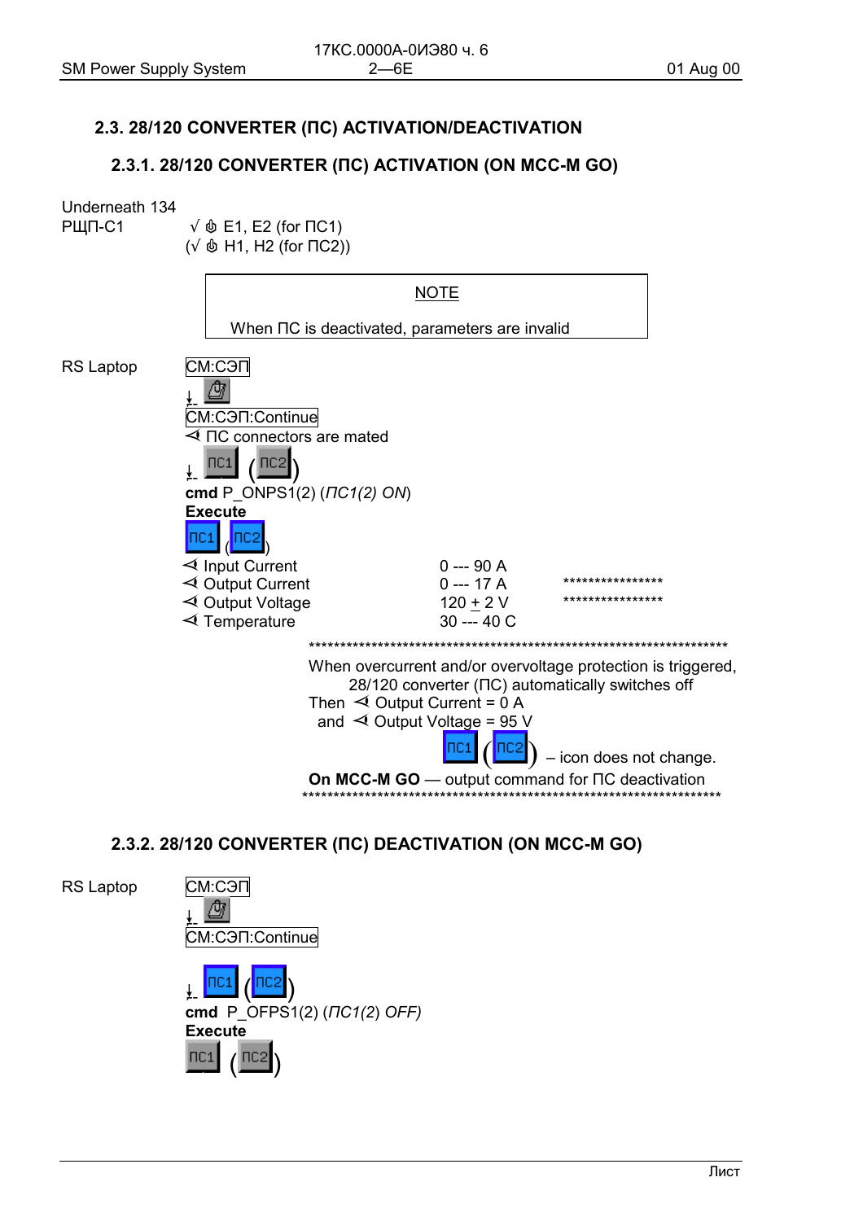## 2.3. 28/120 CONVERTER (ПС) ACTIVATION/DEACTIVATION

### 2.3.1. 28/120 CONVERTER (ПС) ACTIVATION (ON MCC-M GO)

Underneath 134
РЩП-С1 √ ⏻ E1, E2 (for ПС1)
(√ ⏻ H1, H2 (for ПС2))

> NOTE
>
> When ПС is deactivated, parameters are invalid

RS Laptop

СМ:СЭП

↓ 

СМ:СЭП:Continue

⊲ ПС connectors are mated

↓ ПС1 (ПС2)

**cmd** P_ONPS1(2) (*ПС1(2) ON*)

**Execute**

ПС1 (ПС2)

| | | |
|---|---|---|
| ⊲ Input Current | 0 --- 90 A | |
| ⊲ Output Current | 0 --- 17 A | **************** |
| ⊲ Output Voltage | 120 ± 2 V | **************** |
| ⊲ Temperature | 30 --- 40 C | |

******************************************************************

When overcurrent and/or overvoltage protection is triggered, 28/120 converter (ПС) automatically switches off
Then ⊲ Output Current = 0 A
and ⊲ Output Voltage = 95 V

ПС1 (ПС2) – icon does not change.

**On MCC-M GO** — output command for ПС deactivation

******************************************************************

### 2.3.2. 28/120 CONVERTER (ПС) DEACTIVATION (ON MCC-M GO)

RS Laptop

СМ:СЭП

↓ 

СМ:СЭП:Continue

↓ ПС1 (ПС2)

**cmd** P_OFPS1(2) (*ПС1(2) OFF)*

**Execute**

ПС1 (ПС2)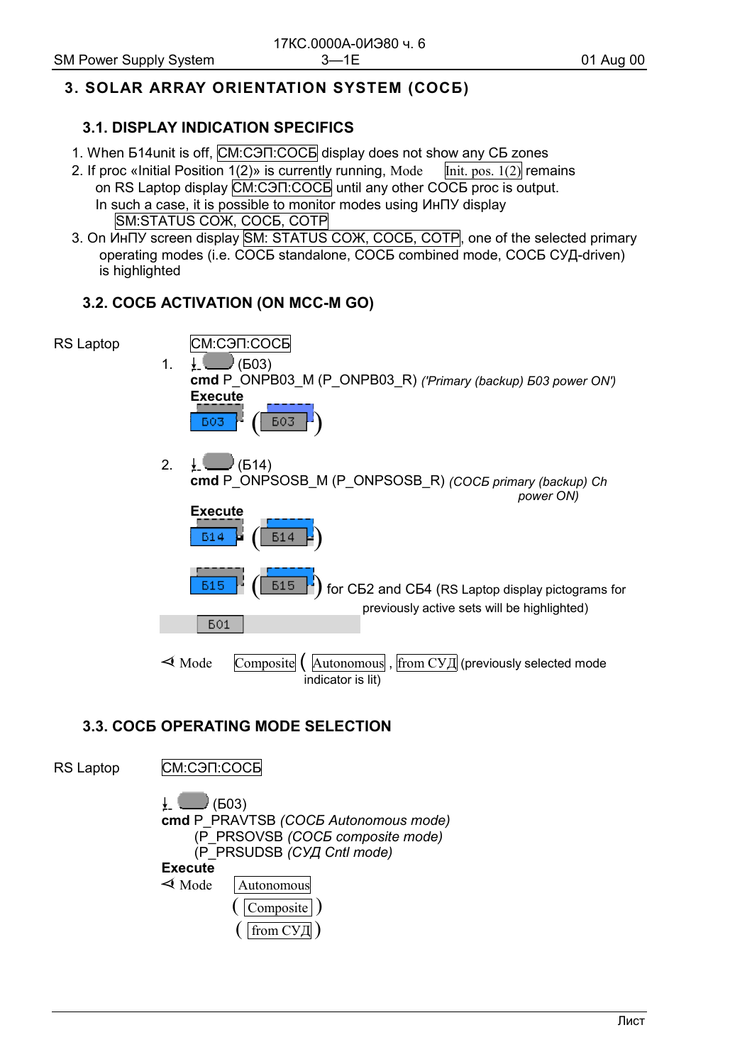# 3. SOLAR ARRAY ORIENTATION SYSTEM (СОСБ)

## 3.1. DISPLAY INDICATION SPECIFICS

1. When Б14unit is off, СМ:СЭП:СОСБ display does not show any СБ zones
2. If proc «Initial Position 1(2)» is currently running, Mode Init. pos. 1(2) remains on RS Laptop display СМ:СЭП:СОСБ until any other СОСБ proc is output. In such a case, it is possible to monitor modes using ИнПУ display SM:STATUS СОЖ, СОСБ, СОТР
3. On ИнПУ screen display SM: STATUS СОЖ, СОСБ, СОТР, one of the selected primary operating modes (i.e. СОСБ standalone, СОСБ combined mode, СОСБ СУД-driven) is highlighted

## 3.2. СОСБ ACTIVATION (ON МСС-М GO)

RS Laptop

СМ:СЭП:СОСБ

1. ↓ (Б03)
   **cmd** P_ONPB03_M (P_ONPB03_R) *('Primary (backup) Б03 power ON')*
   **Execute**
   Б03 ( Б03 )

2. ↓ (Б14)
   **cmd** P_ONPSOSB_M (P_ONPSOSB_R) *(СОСБ primary (backup) Ch power ON)*
   **Execute**
   Б14 ( Б14 )

   Б15 ( Б15 ) for СБ2 and СБ4 (RS Laptop display pictograms for previously active sets will be highlighted)

   Б01

   ⊲ Mode Composite ( Autonomous , from СУД (previously selected mode indicator is lit)

## 3.3. СОСБ OPERATING MODE SELECTION

RS Laptop

СМ:СЭП:СОСБ

↓ (Б03)
**cmd** P_PRAVTSB *(СОСБ Autonomous mode)*
(P_PRSOVSB *(СОСБ composite mode)*)
(P_PRSUDSB *(СУД Cntl mode)*)
**Execute**
⊲ Mode Autonomous
( Composite )
( from СУД )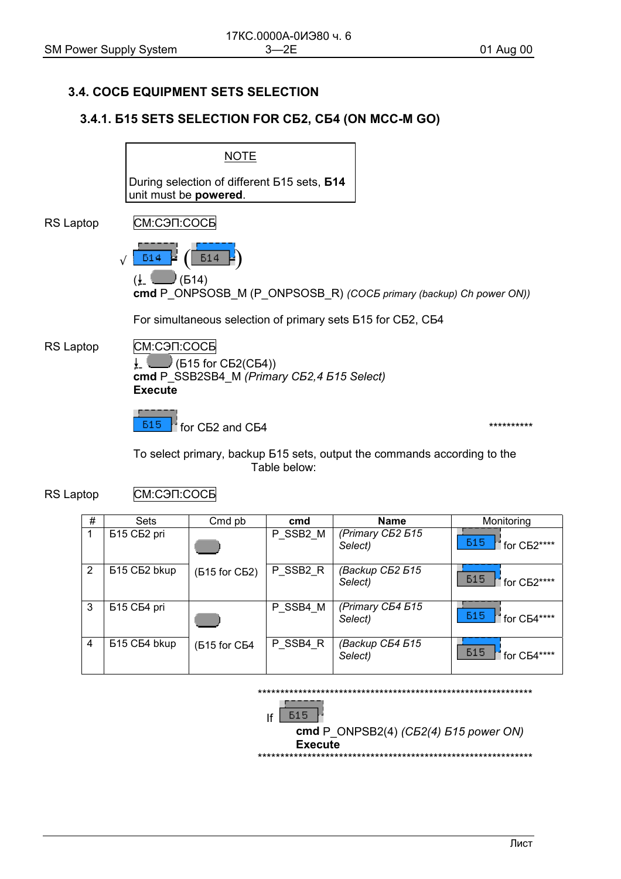## 3.4. СОСБ EQUIPMENT SETS SELECTION

### 3.4.1. Б15 SETS SELECTION FOR СБ2, СБ4 (ON МСС-М GO)

> NOTE
>
> During selection of different Б15 sets, **Б14** unit must be **powered**.

RS Laptop СМ:СЭП:СОСБ

√ Б14 (Б14)

(↓ (Б14)

**cmd** P_ONPSOSB_M (P_ONPSOSB_R) *(СОСБ primary (backup) Ch power ON))*

For simultaneous selection of primary sets Б15 for СБ2, СБ4

RS Laptop СМ:СЭП:СОСБ

↓ (Б15 for СБ2(СБ4))

**cmd** P_SSB2SB4_M *(Primary СБ2,4 Б15 Select)*

**Execute**

Б15 for СБ2 and СБ4 **********

To select primary, backup Б15 sets, output the commands according to the Table below:

RS Laptop СМ:СЭП:СОСБ

| # | Sets | Cmd pb | cmd | Name | Monitoring |
|---|---|---|---|---|---|
| 1 | Б15 СБ2 pri | (Б15 for СБ2) | P_SSB2_M | *(Primary СБ2 Б15 Select)* | Б15 for СБ2**** |
| 2 | Б15 СБ2 bkup | | P_SSB2_R | *(Backup СБ2 Б15 Select)* | Б15 for СБ2**** |
| 3 | Б15 СБ4 pri | (Б15 for СБ4 | P_SSB4_M | *(Primary СБ4 Б15 Select)* | Б15 for СБ4**** |
| 4 | Б15 СБ4 bkup | | P_SSB4_R | *(Backup СБ4 Б15 Select)* | Б15 for СБ4**** |

*****************************************************************

If Б15

**cmd** P_ONPSB2(4) *(СБ2(4) Б15 power ON)*

**Execute**

*****************************************************************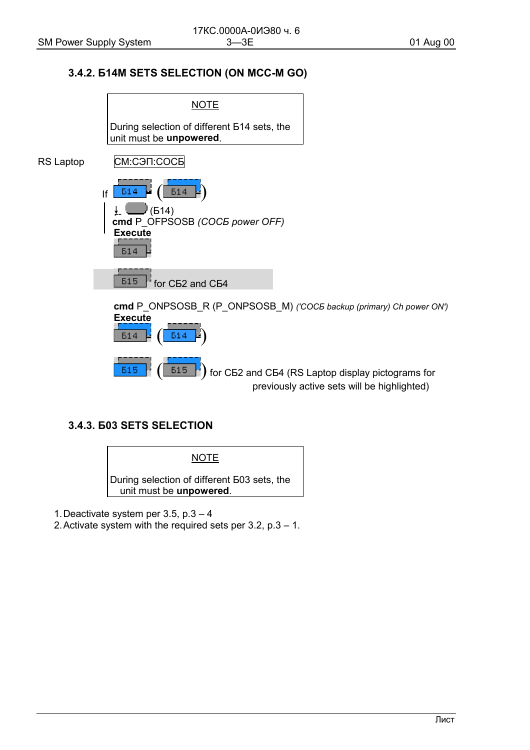### 3.4.2. Б14M SETS SELECTION (ON MCC-M GO)

> NOTE
>
> During selection of different Б14 sets, the unit must be **unpowered**.

RS Laptop СМ:СЭП:СОСБ

If Б14 (Б14)

↓ (Б14)

**cmd** P_OFPSOSB *(СОСБ power OFF)*

**Execute**

Б14

Б15 for СБ2 and СБ4

**cmd** P_ONPSOSB_R (P_ONPSOSB_M) *('СОСБ backup (primary) Ch power ON')*

**Execute**

Б14 (Б14)

Б15 (Б15) for СБ2 and СБ4 (RS Laptop display pictograms for previously active sets will be highlighted)

### 3.4.3. Б03 SETS SELECTION

> NOTE
>
> During selection of different Б03 sets, the unit must be **unpowered**.

1. Deactivate system per 3.5, p.3 – 4
2. Activate system with the required sets per 3.2, p.3 – 1.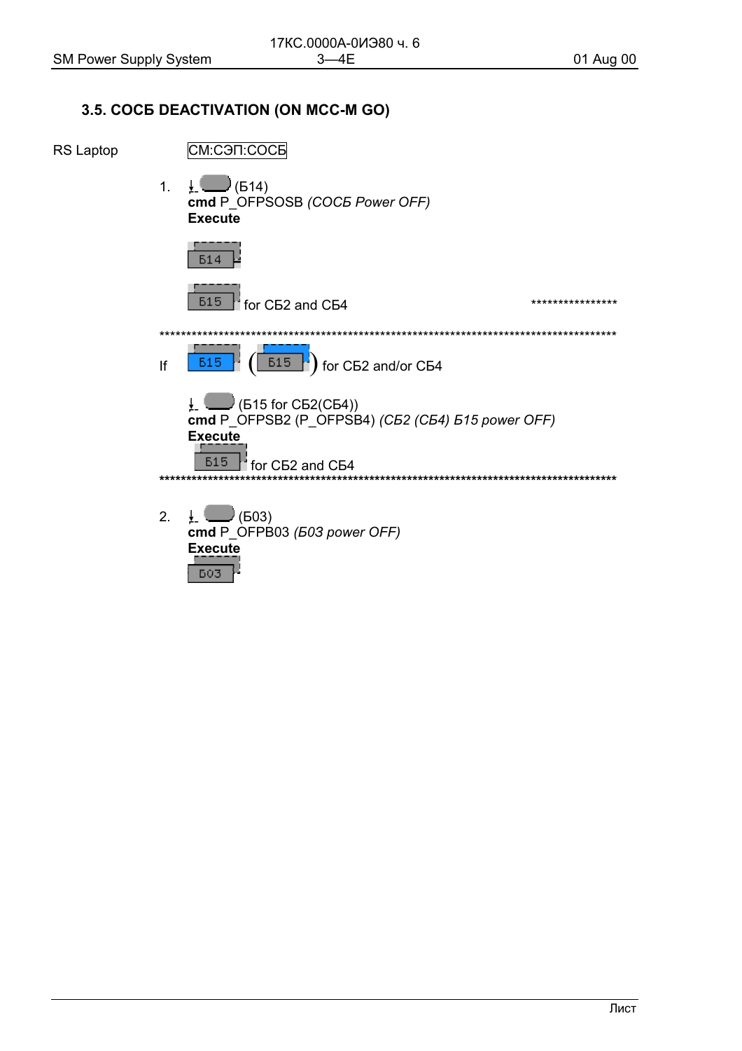## 3.5. СОСБ DEACTIVATION (ON MCC-M GO)

RS Laptop — СМ:СЭП:СОСБ

1. ↓ (Б14)
   **cmd** P_OFPSOSB *(СОСБ Power OFF)*
   **Execute**

   Б14

   Б15 for СБ2 and СБ4 ****************

*******************************************************************************************

If Б15 ( Б15 ) for СБ2 and/or СБ4

↓ (Б15 for СБ2(СБ4))
**cmd** P_OFPSB2 (P_OFPSB4) *(СБ2 (СБ4) Б15 power OFF)*
**Execute**

Б15 for СБ2 and СБ4

*******************************************************************************************

2. ↓ (Б03)
   **cmd** P_OFPB03 *(Б03 power OFF)*
   **Execute**

   Б03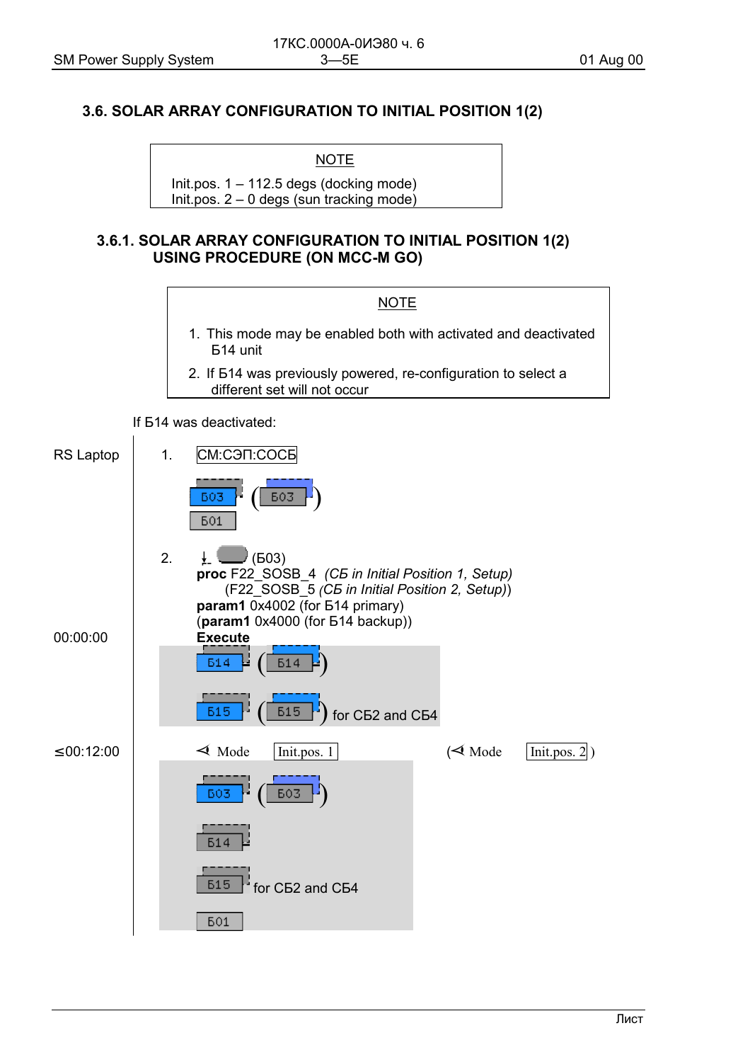## 3.6. SOLAR ARRAY CONFIGURATION TO INITIAL POSITION 1(2)

| NOTE |
|---|
| Init.pos. 1 – 112.5 degs (docking mode)<br>Init.pos. 2 – 0 degs (sun tracking mode) |

### 3.6.1. SOLAR ARRAY CONFIGURATION TO INITIAL POSITION 1(2) USING PROCEDURE (ON MCC-M GO)

| NOTE |
|---|
| 1. This mode may be enabled both with activated and deactivated Б14 unit<br>2. If Б14 was previously powered, re-configuration to select a different set will not occur |

If Б14 was deactivated:

RS Laptop

1. СМ:СЭП:СОСБ

   Б03 (Б03)

   Б01

2. ↓ (Б03)

   **proc** F22_SOSB_4 *(СБ in Initial Position 1, Setup)*
   (F22_SOSB_5 *(СБ in Initial Position 2, Setup)*)
   **param1** 0x4002 (for Б14 primary)
   (**param1** 0x4000 (for Б14 backup))

00:00:00 — **Execute**

   Б14 (Б14)

   Б15 (Б15) for СБ2 and СБ4

≤00:12:00 — ⊲ Mode Init.pos. 1 (⊲ Mode Init.pos. 2)

   Б03 (Б03)

   Б14

   Б15 for СБ2 and СБ4

   Б01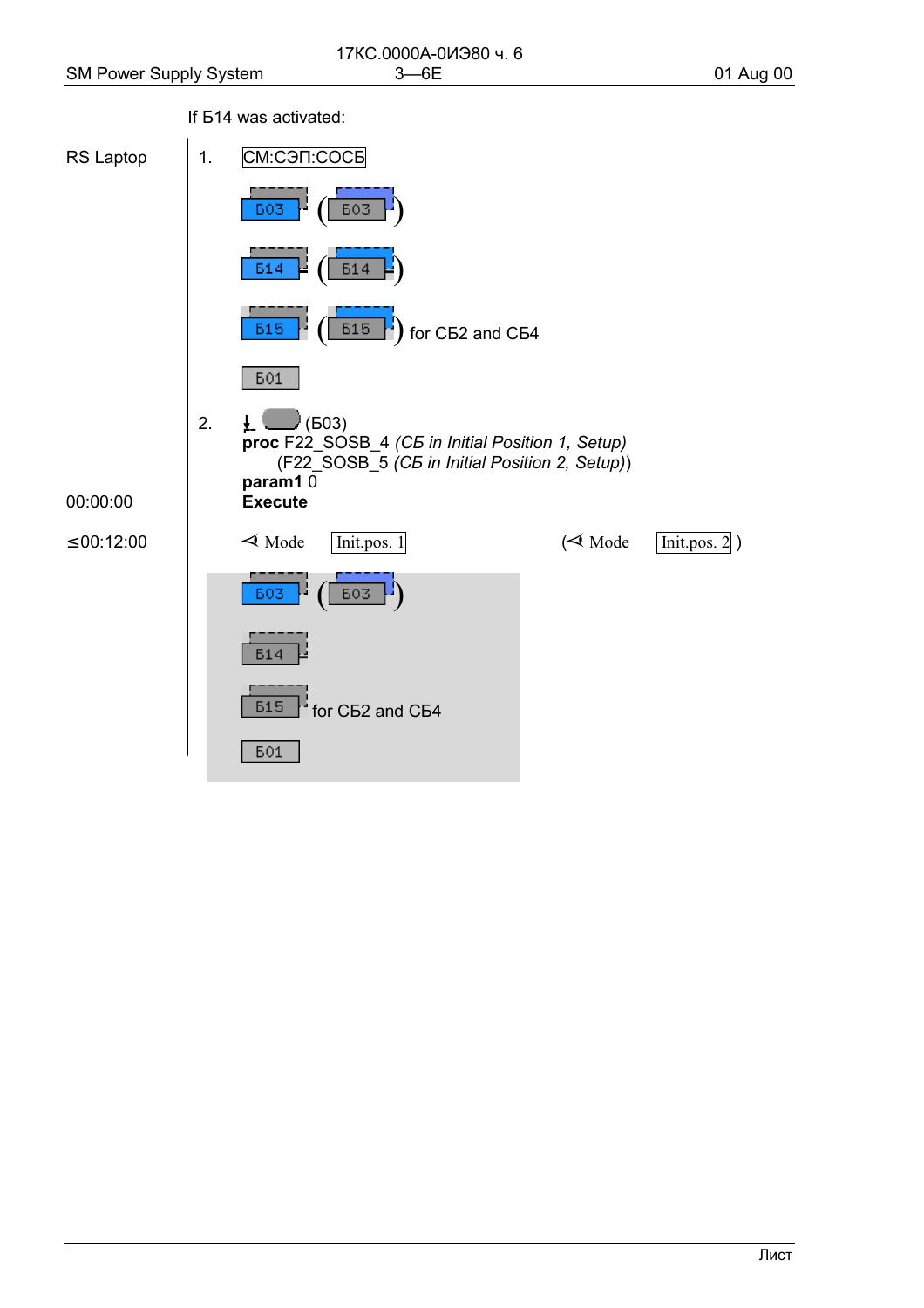If Б14 was activated:

RS Laptop

1. СМ:СЭП:СОСБ

Б03 ( Б03 )

Б14 ( Б14 )

Б15 ( Б15 ) for СБ2 and СБ4

Б01

2. (Б03)

**proc** F22_SOSB_4 *(СБ in Initial Position 1, Setup)*

(F22_SOSB_5 *(СБ in Initial Position 2, Setup)*)

**param1** 0

00:00:00 **Execute**

≤00:12:00 Mode Init.pos. 1 ( Mode Init.pos. 2 )

Б03 ( Б03 )

Б14

Б15 for СБ2 and СБ4

Б01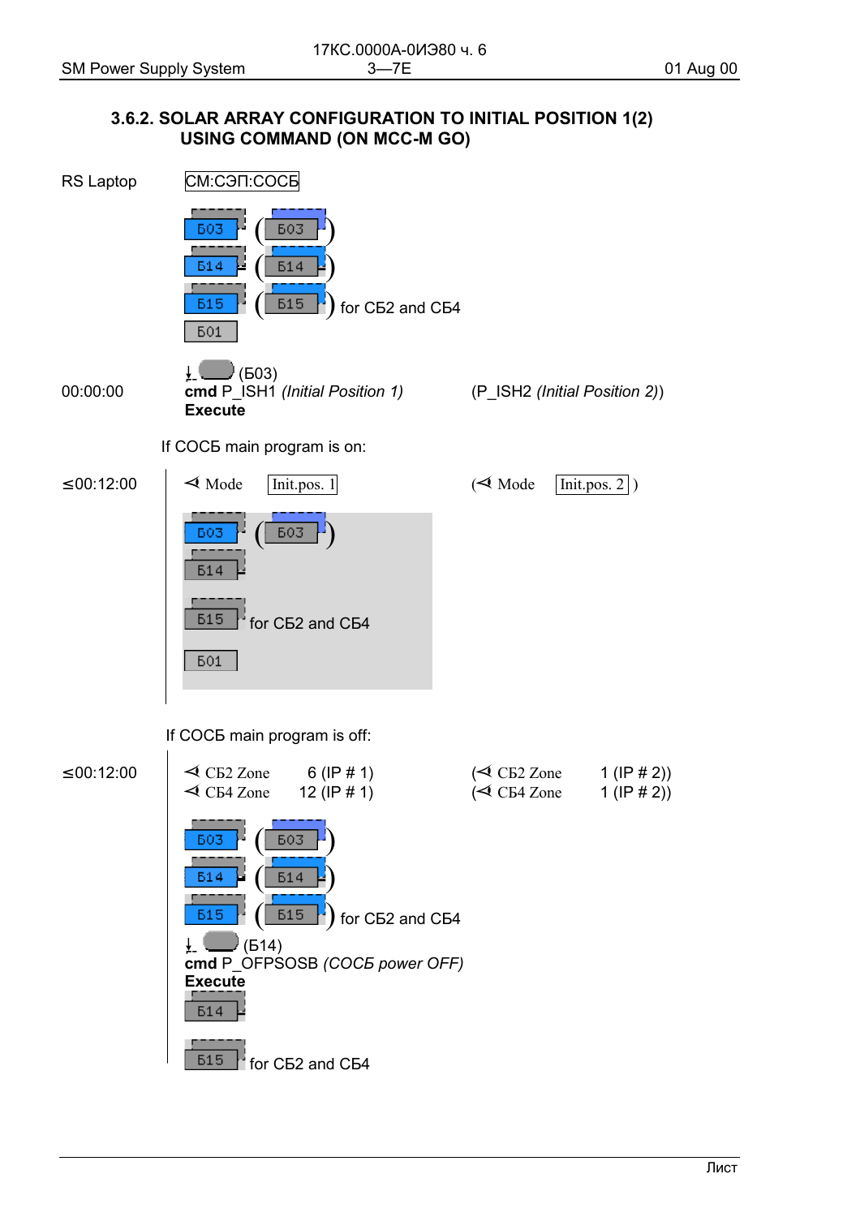### 3.6.2. SOLAR ARRAY CONFIGURATION TO INITIAL POSITION 1(2) USING COMMAND (ON MCC-M GO)

RS Laptop СМ:СЭП:СОСБ

Б03 (Б03)
Б14 (Б14)
Б15 (Б15) for СБ2 and СБ4
Б01

↓ (Б03)

00:00:00 **cmd** P_ISH1 *(Initial Position 1)* (P_ISH2 *(Initial Position 2)*)
**Execute**

If СОСБ main program is on:

≤00:12:00 ⊲ Mode Init.pos. 1 (⊲ Mode Init.pos. 2 )

Б03 (Б03)
Б14
Б15 for СБ2 and СБ4
Б01

If СОСБ main program is off:

≤00:12:00
⊲ СБ2 Zone 6 (IP # 1) (⊲ СБ2 Zone 1 (IP # 2))
⊲ СБ4 Zone 12 (IP # 1) (⊲ СБ4 Zone 1 (IP # 2))

Б03 (Б03)
Б14 (Б14)
Б15 (Б15) for СБ2 and СБ4

↓ (Б14)
**cmd** P_OFPSOSB *(СОСБ power OFF)*
**Execute**

Б14
Б15 for СБ2 and СБ4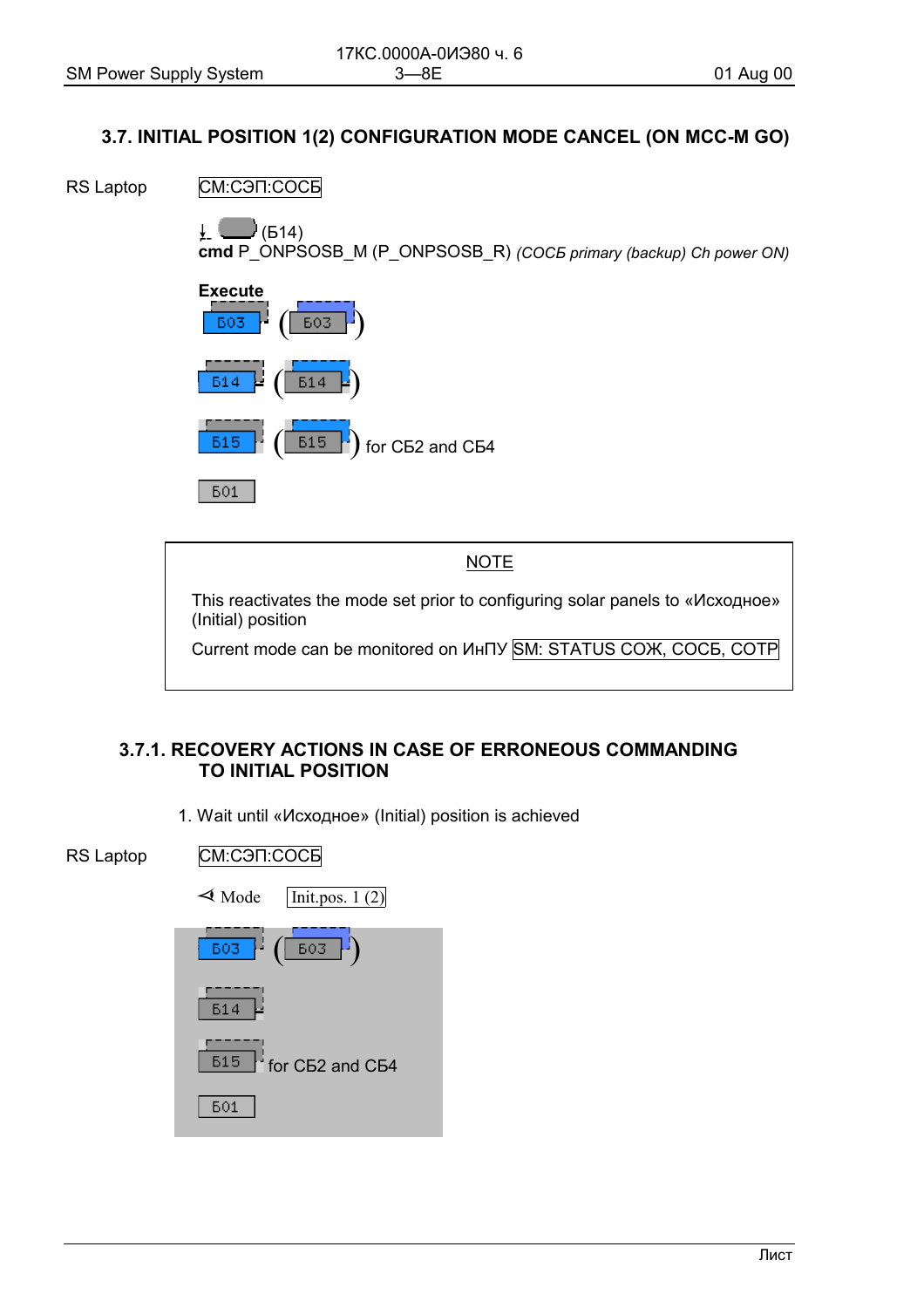## 3.7. INITIAL POSITION 1(2) CONFIGURATION MODE CANCEL (ON MCC-M GO)

RS Laptop СМ:СЭП:СОСБ

↓ (Б14)
**cmd** P_ONPSOSB_M (P_ONPSOSB_R) *(СОСБ primary (backup) Ch power ON)*

**Execute**

Б03 (Б03)

Б14 (Б14)

Б15 (Б15) for СБ2 and СБ4

Б01

NOTE

This reactivates the mode set prior to configuring solar panels to «Исходное» (Initial) position

Current mode can be monitored on ИнПУ SM: STATUS СОЖ, СОСБ, СОТР

### 3.7.1. RECOVERY ACTIONS IN CASE OF ERRONEOUS COMMANDING TO INITIAL POSITION

1. Wait until «Исходное» (Initial) position is achieved

RS Laptop СМ:СЭП:СОСБ

⊲ Mode Init.pos. 1 (2)

Б03 (Б03)

Б14

Б15 for СБ2 and СБ4

Б01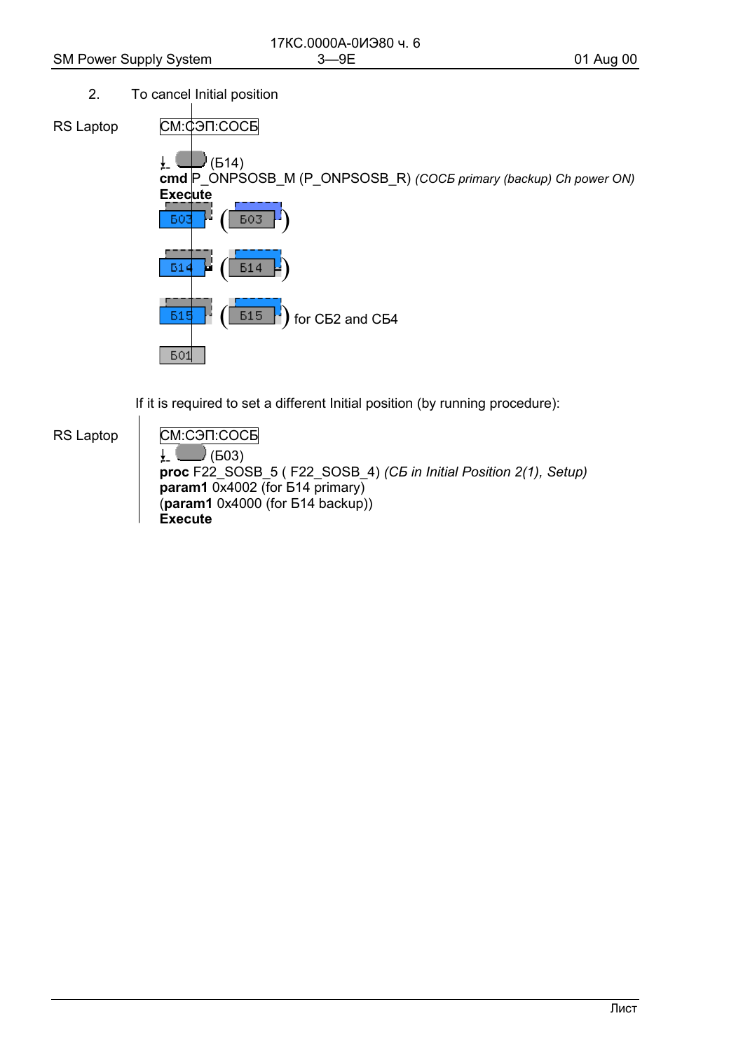2. To cancel Initial position

RS Laptop

СМ:СЭП:СОСБ

↓ (Б14)
**cmd** P_ONPSOSB_M (P_ONPSOSB_R) *(СОСБ primary (backup) Ch power ON)*
**Execute**

Б03 (Б03)

Б14 (Б14)

Б15 (Б15) for СБ2 and СБ4

Б01

If it is required to set a different Initial position (by running procedure):

RS Laptop

СМ:СЭП:СОСБ

↓ (Б03)
**proc** F22_SOSB_5 ( F22_SOSB_4) *(СБ in Initial Position 2(1), Setup)*
**param1** 0x4002 (for Б14 primary)
(**param1** 0x4000 (for Б14 backup))
**Execute**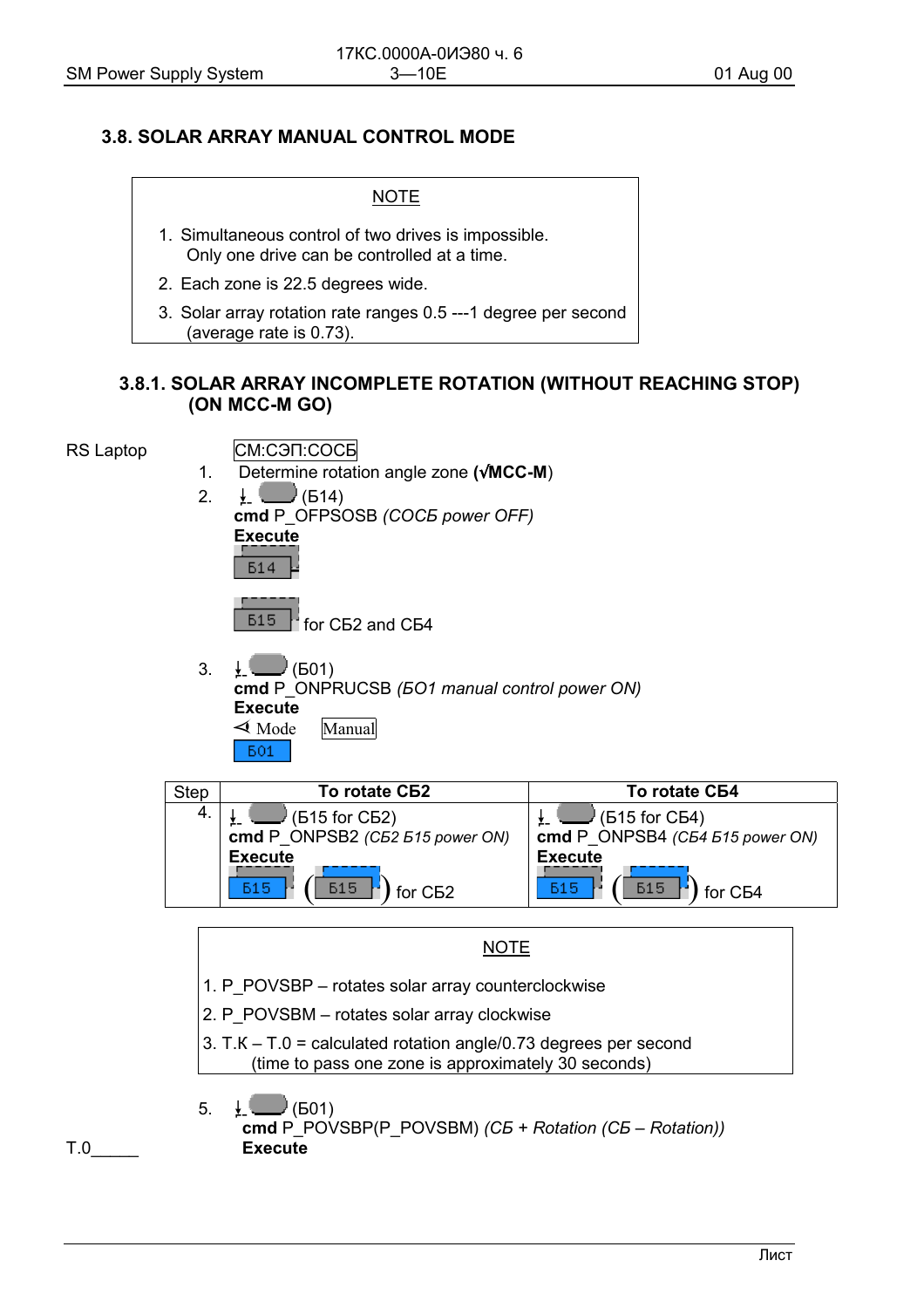## 3.8. SOLAR ARRAY MANUAL CONTROL MODE

> NOTE
>
> 1. Simultaneous control of two drives is impossible. Only one drive can be controlled at a time.
> 2. Each zone is 22.5 degrees wide.
> 3. Solar array rotation rate ranges 0.5 ---1 degree per second (average rate is 0.73).

### 3.8.1. SOLAR ARRAY INCOMPLETE ROTATION (WITHOUT REACHING STOP) (ON MCC-M GO)

RS Laptop

СМ:СЭП:СОСБ

1. Determine rotation angle zone (**√MCC-M**)
2. ↓ (Б14)
   **cmd** P_OFPSOSB *(СОСБ power OFF)*
   **Execute**
   Б14
   Б15 for СБ2 and СБ4
3. ↓ (Б01)
   **cmd** P_ONPRUCSB *(БО1 manual control power ON)*
   **Execute**
   ◁ Mode Manual
   Б01

| Step | To rotate СБ2 | To rotate СБ4 |
|---|---|---|
| 4. | ↓ (Б15 for СБ2)<br>**cmd** P_ONPSB2 *(СБ2 Б15 power ON)*<br>**Execute**<br>Б15 (Б15) for СБ2 | ↓ (Б15 for СБ4)<br>**cmd** P_ONPSB4 *(СБ4 Б15 power ON)*<br>**Execute**<br>Б15 (Б15) for СБ4 |

> NOTE
>
> 1. P_POVSBP – rotates solar array counterclockwise
> 2. P_POVSBM – rotates solar array clockwise
> 3. T.К – T.0 = calculated rotation angle/0.73 degrees per second (time to pass one zone is approximately 30 seconds)

5. ↓ (Б01)
   **cmd** P_POVSBP(P_POVSBM) *(СБ + Rotation (СБ – Rotation))*
   **Execute**

T.0_____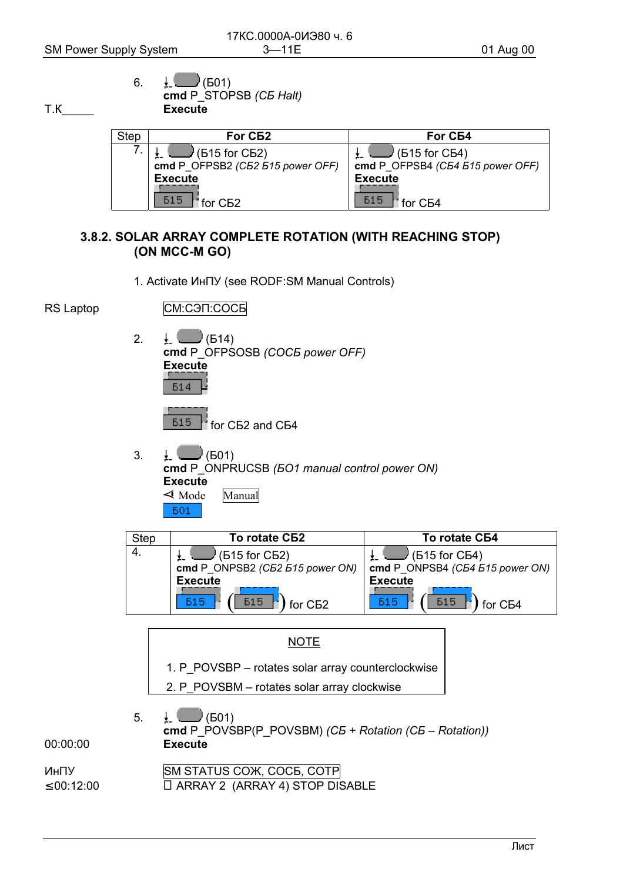6. ↓ (Б01)
**cmd** P_STOPSB *(СБ Halt)*
Т.К_____ **Execute**

| Step | For СБ2 | For СБ4 |
|---|---|---|
| 7. | ↓ (Б15 for СБ2)<br>**cmd** P_OFPSB2 *(СБ2 Б15 power OFF)*<br>**Execute**<br>Б15 for СБ2 | ↓ (Б15 for СБ4)<br>**cmd** P_OFPSB4 *(СБ4 Б15 power OFF)*<br>**Execute**<br>Б15 for СБ4 |

## 3.8.2. SOLAR ARRAY COMPLETE ROTATION (WITH REACHING STOP) (ON MCC-M GO)

1. Activate ИнПУ (see RODF:SM Manual Controls)

RS Laptop СМ:СЭП:СОСБ

2. ↓ (Б14)
**cmd** P_OFPSOSB *(СОСБ power OFF)*
**Execute**
Б14

Б15 for СБ2 and СБ4

3. ↓ (Б01)
**cmd** P_ONPRUCSB *(БО1 manual control power ON)*
**Execute**
◁ Mode Manual
Б01

| Step | To rotate СБ2 | To rotate СБ4 |
|---|---|---|
| 4. | ↓ (Б15 for СБ2)<br>**cmd** P_ONPSB2 *(СБ2 Б15 power ON)*<br>**Execute**<br>Б15 (Б15) for СБ2 | ↓ (Б15 for СБ4)<br>**cmd** P_ONPSB4 *(СБ4 Б15 power ON)*<br>**Execute**<br>Б15 (Б15) for СБ4 |

NOTE

1. P_POVSBP – rotates solar array counterclockwise
2. P_POVSBM – rotates solar array clockwise

5. ↓ (Б01)
**cmd** P_POVSBP(P_POVSBM) *(СБ + Rotation (СБ – Rotation))*
00:00:00 **Execute**

ИнПУ SM STATUS СОЖ, СОСБ, СОТР
≤00:12:00 □ ARRAY 2 (ARRAY 4) STOP DISABLE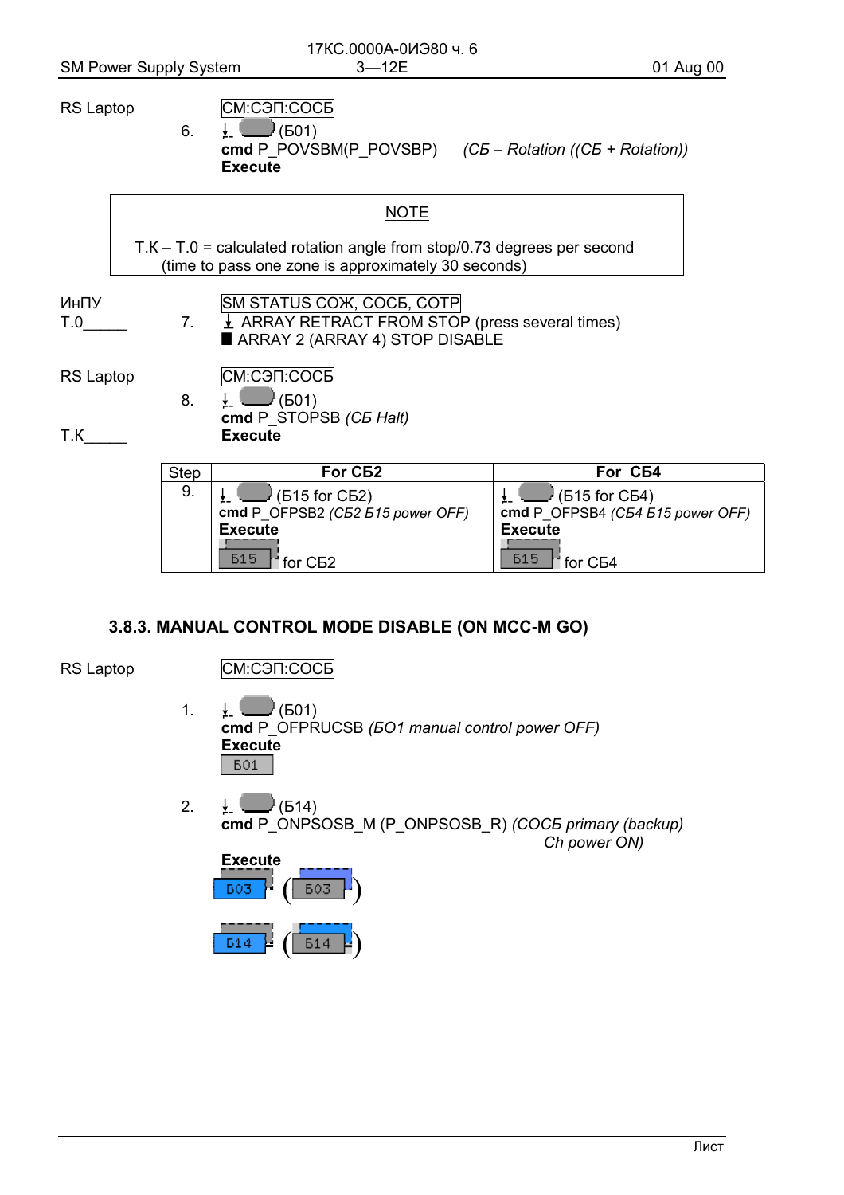RS Laptop | СМ:СЭП:СОСБ

6. ↓ (Б01)
**cmd** P_POVSBM(P_POVSBP) *(СБ – Rotation ((СБ + Rotation))*
**Execute**

> NOTE
>
> T.K – T.0 = calculated rotation angle from stop/0.73 degrees per second (time to pass one zone is approximately 30 seconds)

ИнПУ
T.0_____

SM STATUS СОЖ, СОСБ, СОТР

7. ↓ ARRAY RETRACT FROM STOP (press several times)
■ ARRAY 2 (ARRAY 4) STOP DISABLE

RS Laptop | СМ:СЭП:СОСБ

8. ↓ (Б01)
**cmd** P_STOPSB *(СБ Halt)*
**Execute**

T.K_____

| Step | For СБ2 | For СБ4 |
|---|---|---|
| 9. | ↓ (Б15 for СБ2) **cmd** P_OFPSB2 *(СБ2 Б15 power OFF)* **Execute** Б15 for СБ2 | ↓ (Б15 for СБ4) **cmd** P_OFPSB4 *(СБ4 Б15 power OFF)* **Execute** Б15 for СБ4 |

### 3.8.3. MANUAL CONTROL MODE DISABLE (ON MCC-M GO)

RS Laptop | СМ:СЭП:СОСБ

1. ↓ (Б01)
**cmd** P_OFPRUCSB *(БО1 manual control power OFF)*
**Execute**
Б01

2. ↓ (Б14)
**cmd** P_ONPSOSB_M (P_ONPSOSB_R) *(СОСБ primary (backup) Ch power ON)*
**Execute**
Б03 (Б03)
Б14 (Б14)

Лист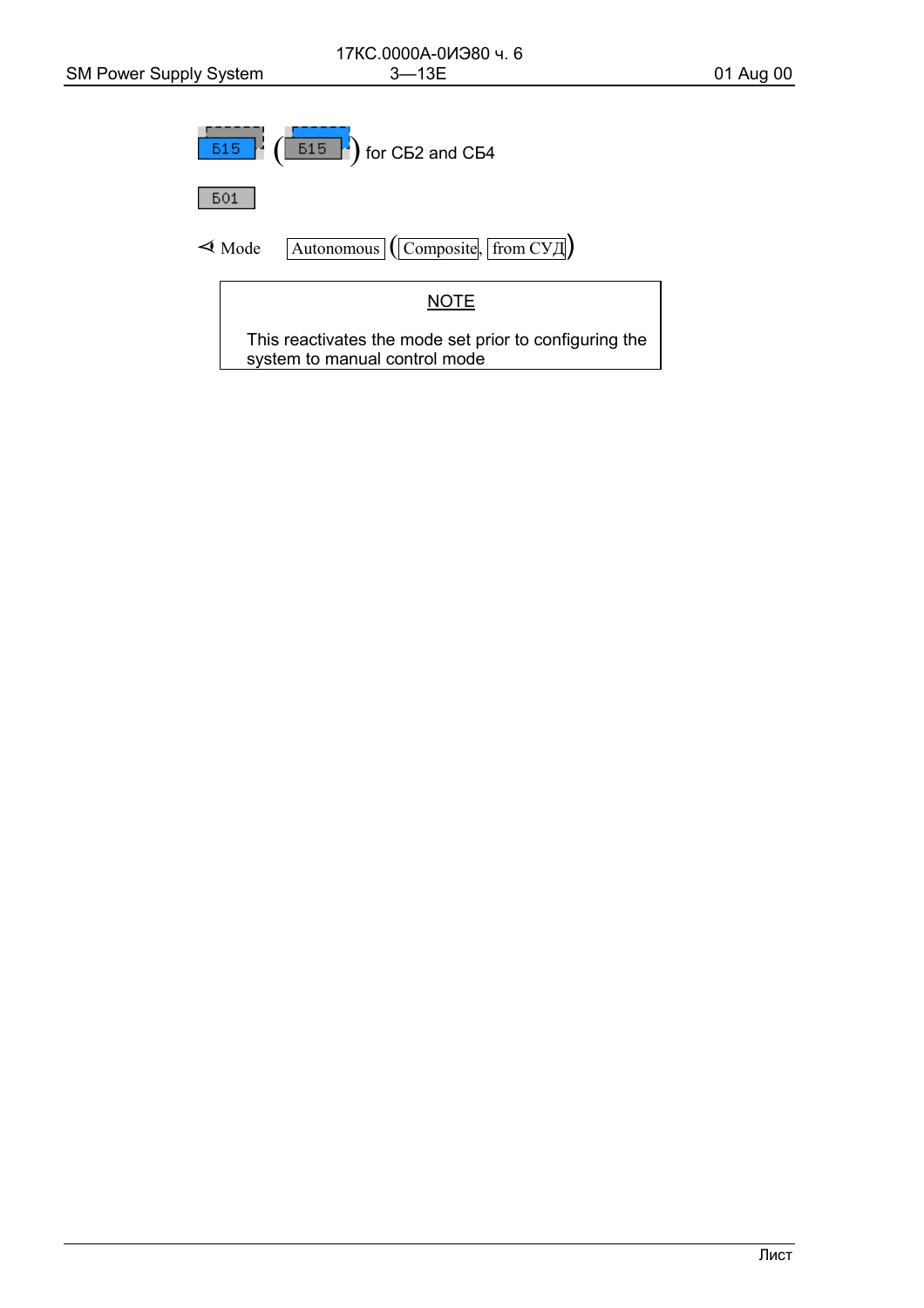Б15 (Б15) for СБ2 and СБ4

Б01

⊲ Mode    Autonomous (Composite, from СУД)

> NOTE
>
> This reactivates the mode set prior to configuring the system to manual control mode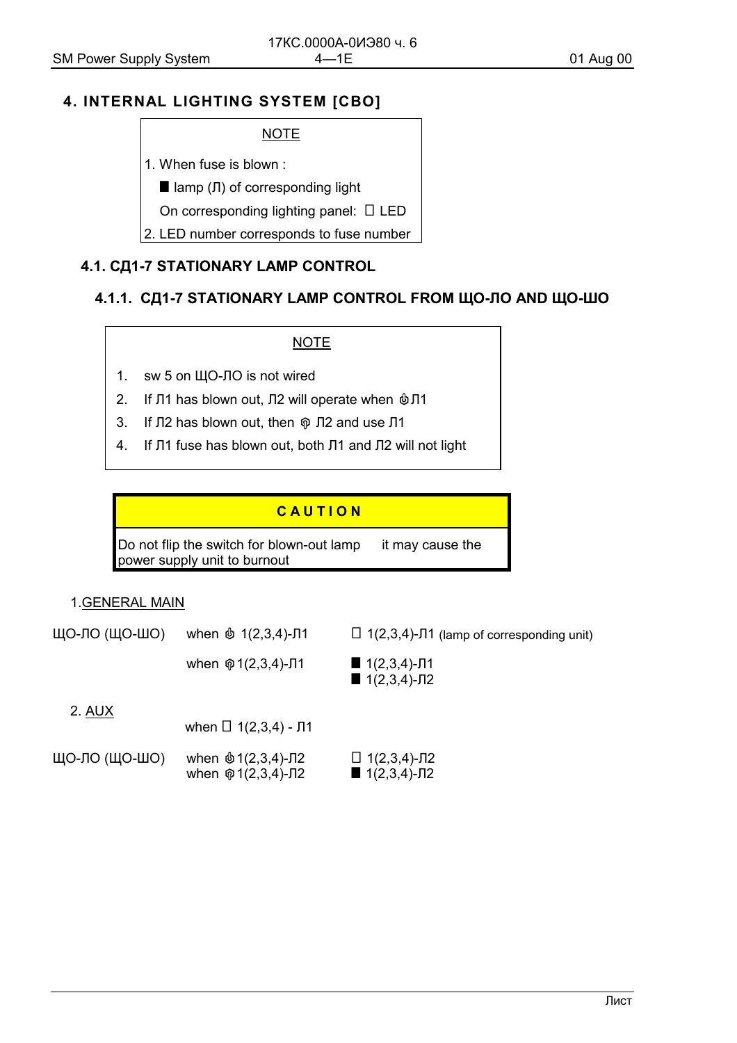# 4. INTERNAL LIGHTING SYSTEM [СВО]

> NOTE
>
> 1. When fuse is blown :
>
>    ■ lamp (Л) of corresponding light
>
>    On corresponding lighting panel: □ LED
> 2. LED number corresponds to fuse number

## 4.1. СД1-7 STATIONARY LAMP CONTROL

### 4.1.1. СД1-7 STATIONARY LAMP CONTROL FROM ЩО-ЛО AND ЩО-ШО

> NOTE
>
> 1. sw 5 on ЩО-ЛО is not wired
> 2. If Л1 has blown out, Л2 will operate when ⏻Л1
> 3. If Л2 has blown out, then ⏻ Л2 and use Л1
> 4. If Л1 fuse has blown out, both Л1 and Л2 will not light

> **CAUTION**
>
> Do not flip the switch for blown-out lamp it may cause the power supply unit to burnout

1. GENERAL MAIN

| | | |
|---|---|---|
| ЩО-ЛО (ЩО-ШО) | when ⏻ 1(2,3,4)-Л1 | □ 1(2,3,4)-Л1 (lamp of corresponding unit) |
| | when ⏻1(2,3,4)-Л1 | ■ 1(2,3,4)-Л1<br>■ 1(2,3,4)-Л2 |

2. AUX

when □ 1(2,3,4) - Л1

| | | |
|---|---|---|
| ЩО-ЛО (ЩО-ШО) | when ⏻1(2,3,4)-Л2 | □ 1(2,3,4)-Л2 |
| | when ⏻1(2,3,4)-Л2 | ■ 1(2,3,4)-Л2 |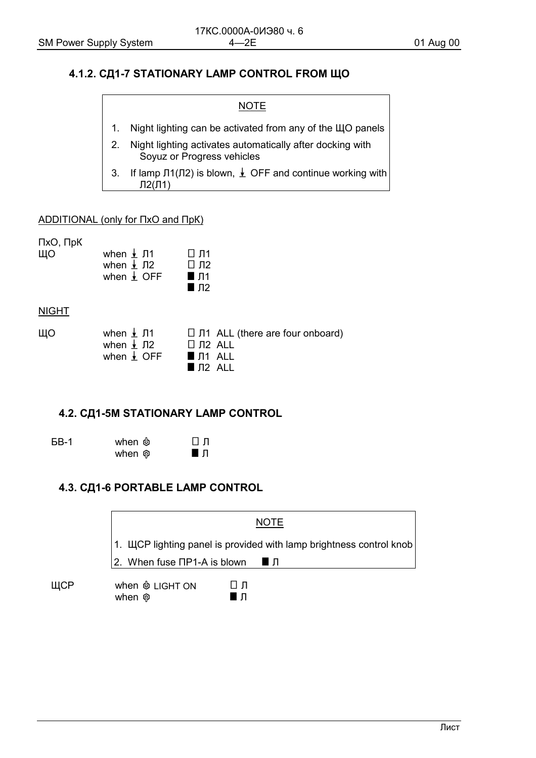## 4.1.2. СД1-7 STATIONARY LAMP CONTROL FROM ЩО

> **NOTE**
>
> 1. Night lighting can be activated from any of the ЩО panels
> 2. Night lighting activates automatically after docking with Soyuz or Progress vehicles
> 3. If lamp Л1(Л2) is blown, ⭳ OFF and continue working with Л2(Л1)

ADDITIONAL (only for ПхО and ПрК)

| ПхО, ПрК ЩО | | |
|---|---|---|
| | when ⭳ Л1 | □ Л1 |
| | when ⭳ Л2 | □ Л2 |
| | when ⭳ OFF | ■ Л1 |
| | | ■ Л2 |

NIGHT

| ЩО | | |
|---|---|---|
| | when ⭳ Л1 | □ Л1 ALL (there are four onboard) |
| | when ⭳ Л2 | □ Л2 ALL |
| | when ⭳ OFF | ■ Л1 ALL |
| | | ■ Л2 ALL |

## 4.2. СД1-5М STATIONARY LAMP CONTROL

| БВ-1 | | |
|---|---|---|
| | when ⏻ | □ Л |
| | when ⏻ | ■ Л |

## 4.3. СД1-6 PORTABLE LAMP CONTROL

> **NOTE**
>
> 1. ЩСР lighting panel is provided with lamp brightness control knob
> 2. When fuse ПР1-А is blown ■ Л

| ЩСР | | |
|---|---|---|
| | when ⏻ LIGHT ON | □ Л |
| | when ⏻ | ■ Л |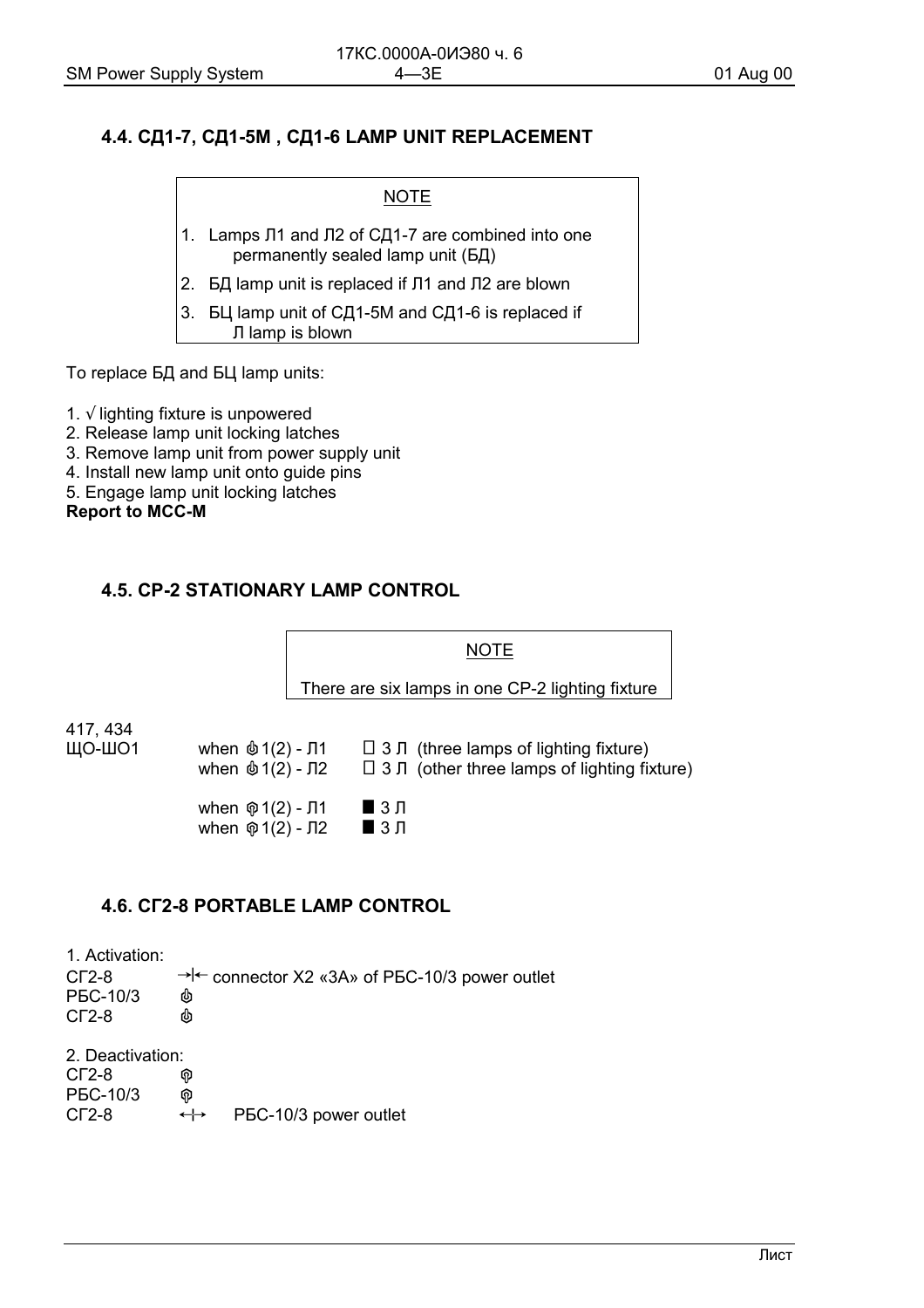## 4.4. СД1-7, СД1-5М , СД1-6 LAMP UNIT REPLACEMENT

> NOTE
>
> 1. Lamps Л1 and Л2 of СД1-7 are combined into one permanently sealed lamp unit (БД)
> 2. БД lamp unit is replaced if Л1 and Л2 are blown
> 3. БЦ lamp unit of СД1-5М and СД1-6 is replaced if Л lamp is blown

To replace БД and БЦ lamp units:

1. √ lighting fixture is unpowered
2. Release lamp unit locking latches
3. Remove lamp unit from power supply unit
4. Install new lamp unit onto guide pins
5. Engage lamp unit locking latches

**Report to MCC-M**

## 4.5. CP-2 STATIONARY LAMP CONTROL

> NOTE
>
> There are six lamps in one CP-2 lighting fixture

417, 434
ЩО-ШО1

| | | |
|---|---|---|
| when ⏻1(2) - Л1 | □ 3 Л (three lamps of lighting fixture) |
| when ⏻1(2) - Л2 | □ 3 Л (other three lamps of lighting fixture) |
| when ⭘1(2) - Л1 | ■ 3 Л |
| when ⭘1(2) - Л2 | ■ 3 Л |

## 4.6. СГ2-8 PORTABLE LAMP CONTROL

1. Activation:

СГ2-8 →|← connector X2 «3A» of РБС-10/3 power outlet
РБС-10/3 ⏻
СГ2-8 ⏻

2. Deactivation:

СГ2-8 ⭘
РБС-10/3 ⭘
СГ2-8 ←|→ РБС-10/3 power outlet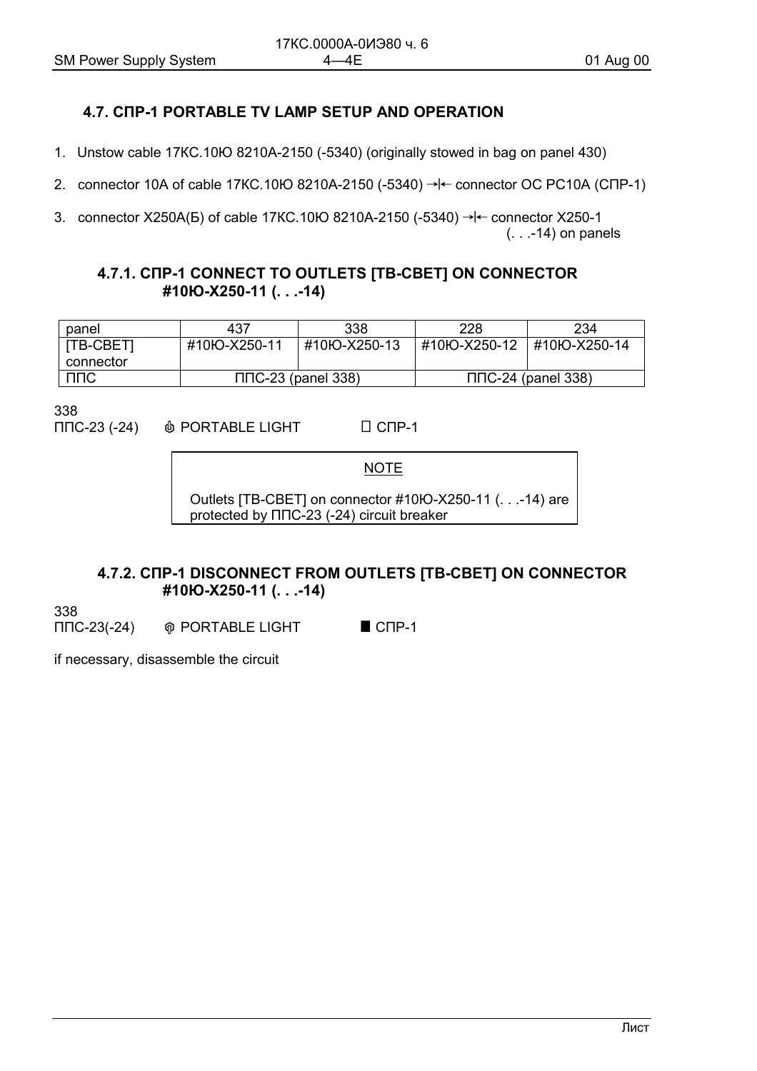## 4.7. СПР-1 PORTABLE TV LAMP SETUP AND OPERATION

1. Unstow cable 17КС.10Ю 8210А-2150 (-5340) (originally stowed in bag on panel 430)
2. connector 10А of cable 17КС.10Ю 8210А-2150 (-5340) →|← connector ОС РС10А (СПР-1)
3. connector Х250А(Б) of cable 17КС.10Ю 8210А-2150 (-5340) →|← connector X250-1 (. . .-14) on panels

### 4.7.1. СПР-1 CONNECT TO OUTLETS [ТВ-СВЕТ] ON CONNECTOR #10Ю-Х250-11 (. . .-14)

| panel | 437 | 338 | 228 | 234 |
|---|---|---|---|---|
| [ТВ-СВЕТ] connector | #10Ю-Х250-11 | #10Ю-Х250-13 | #10Ю-Х250-12 | #10Ю-Х250-14 |
| ППС | ППС-23 (panel 338) | | ППС-24 (panel 338) | |

338
ППС-23 (-24) ⏻ PORTABLE LIGHT □ СПР-1

NOTE

Outlets [ТВ-СВЕТ] on connector #10Ю-Х250-11 (. . .-14) are protected by ППС-23 (-24) circuit breaker

### 4.7.2. СПР-1 DISCONNECT FROM OUTLETS [ТВ-СВЕТ] ON CONNECTOR #10Ю-Х250-11 (. . .-14)

338
ППС-23(-24) ⏼ PORTABLE LIGHT ■ СПР-1

if necessary, disassemble the circuit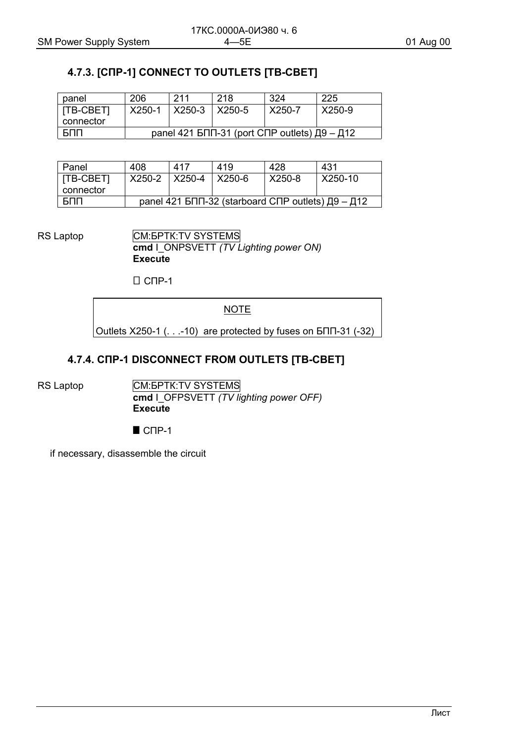### 4.7.3. [СПР-1] CONNECT TO OUTLETS [ТВ-СВЕТ]

| panel | 206 | 211 | 218 | 324 | 225 |
|---|---|---|---|---|---|
| [ТВ-СВЕТ] connector | X250-1 | X250-3 | X250-5 | X250-7 | X250-9 |
| БПП | panel 421 БПП-31 (port СПР outlets) Д9 – Д12 | | | | |

| Panel | 408 | 417 | 419 | 428 | 431 |
|---|---|---|---|---|---|
| [ТВ-СВЕТ] connector | X250-2 | X250-4 | X250-6 | X250-8 | X250-10 |
| БПП | panel 421 БПП-32 (starboard СПР outlets) Д9 – Д12 | | | | |

RS Laptop

СМ:БРТК:TV SYSTEMS
**cmd** I_ONPSVETT *(TV Lighting power ON)*
**Execute**

□ СПР-1

> NOTE
>
> Outlets X250-1 (. . .-10) are protected by fuses on БПП-31 (-32)

### 4.7.4. СПР-1 DISCONNECT FROM OUTLETS [ТВ-СВЕТ]

RS Laptop

СМ:БРТК:TV SYSTEMS
**cmd** I_OFPSVETT *(TV lighting power OFF)*
**Execute**

■ СПР-1

if necessary, disassemble the circuit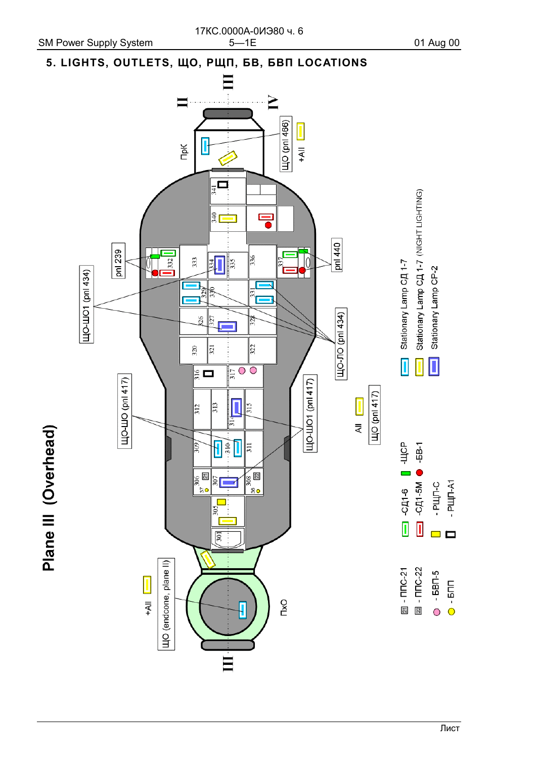# 5. LIGHTS, OUTLETS, ЩО, РЩП, БВ, БВП LOCATIONS

Plane III (Overhead)

III

II

IV

ПрК

ЩО (pnl 466)

+All

341

340

pnl 239

332

333

334

335

336

337

pnl 440

ЩО-ШО1 (pnl 434)

329

330

331

326

327

328

ЩО-ЛО (pnl 434)

320

321

322

316

317

ЩО-ШО (pnl 417)

312

313

314

315

ЩО-ШО1 (pnl 417)

All

ЩО (pnl 417)

309

310

311

306

307

308

37

36

21

22

305

301

+All

ЩО (endcone, plane II)

ПхО

III

Stationary Lamp СД 1-7

Stationary Lamp СД 1-7 (NIGHT LIGHTING)

Stationary Lamp СР-2

- ППС-21

- ППС-22

- БВП-5

- БПП

-СД1-6

-СД1-5М

- РЩП-С

- РЩП-А1

-ЩСР

-БВ-1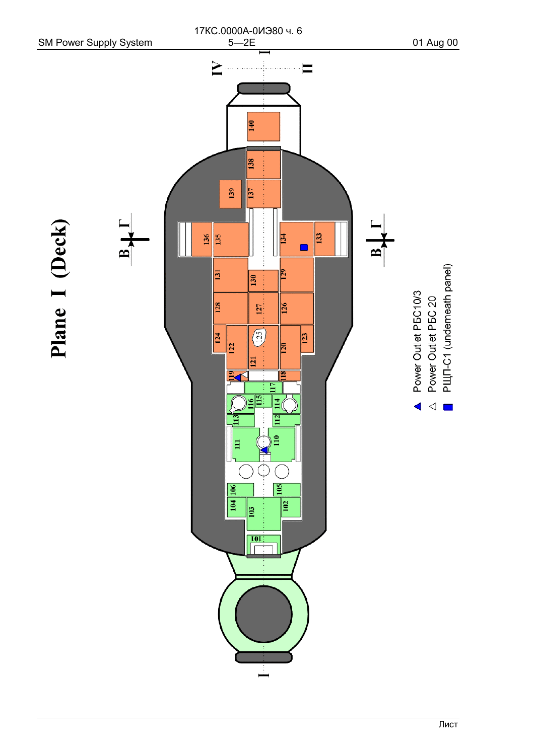# Plane I (Deck)

- ▲ Power Outlet РБС10/3
- △ Power Outlet РБС 20
- ■ РЩП-С1 (underneath panel)

I
IV II
В Г
В Г
101 102 103 104 105 106 110 111 112 113 114 115 116 117 118 119 120 121 122 123 124 125 126 127 128 129 130 131 133 134 135 136 137 138 139 140
I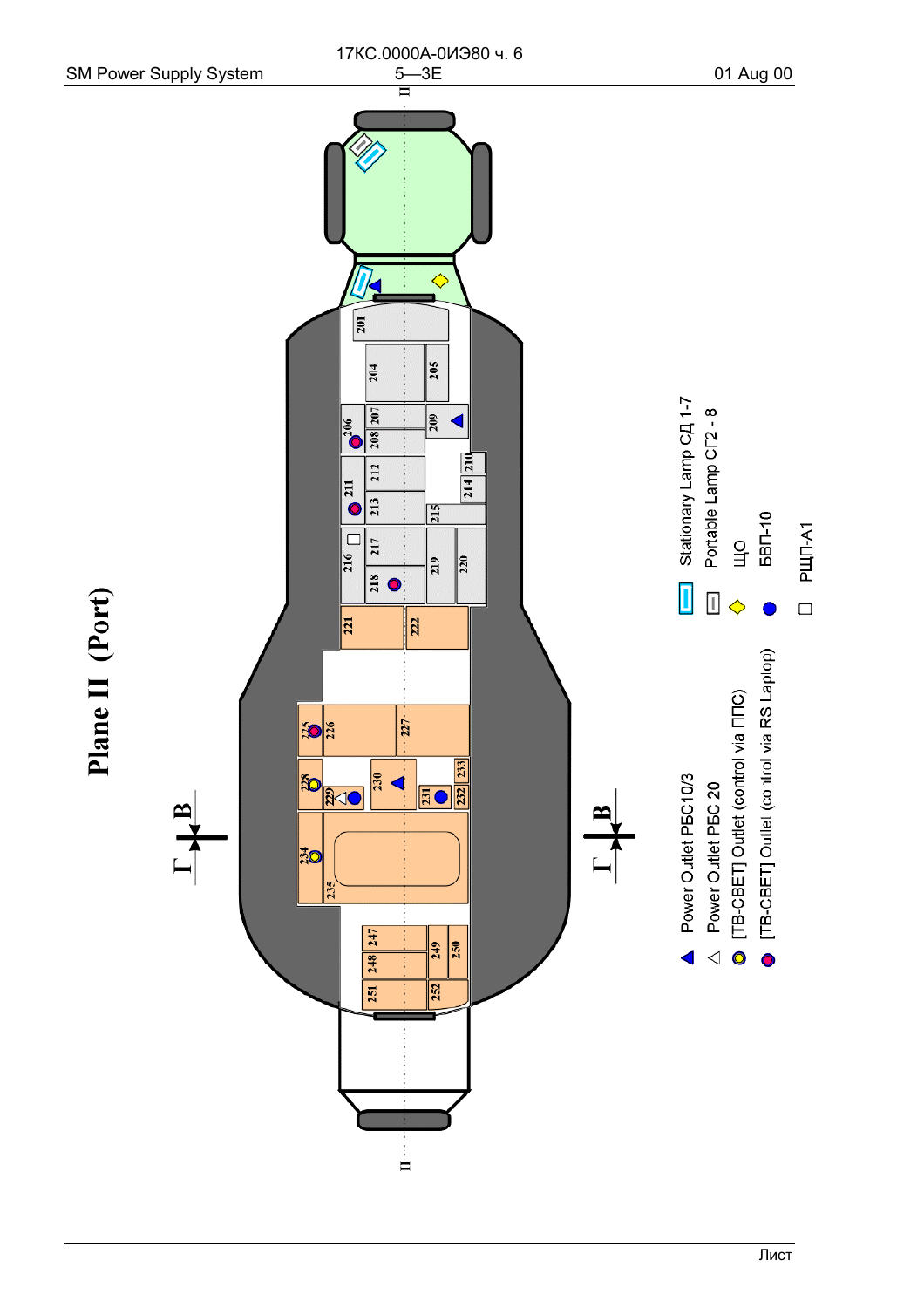# Plane II (Port)

Power Outlet РБС10/3

Power Outlet РБС 20

[ТВ-СВЕТ] Outlet (control via ППС)

[ТВ-СВЕТ] Outlet (control via RS Laptop)

Stationary Lamp СД 1-7

Portable Lamp СГ2 - 8

ЩО

БВП-10

РЩП-А1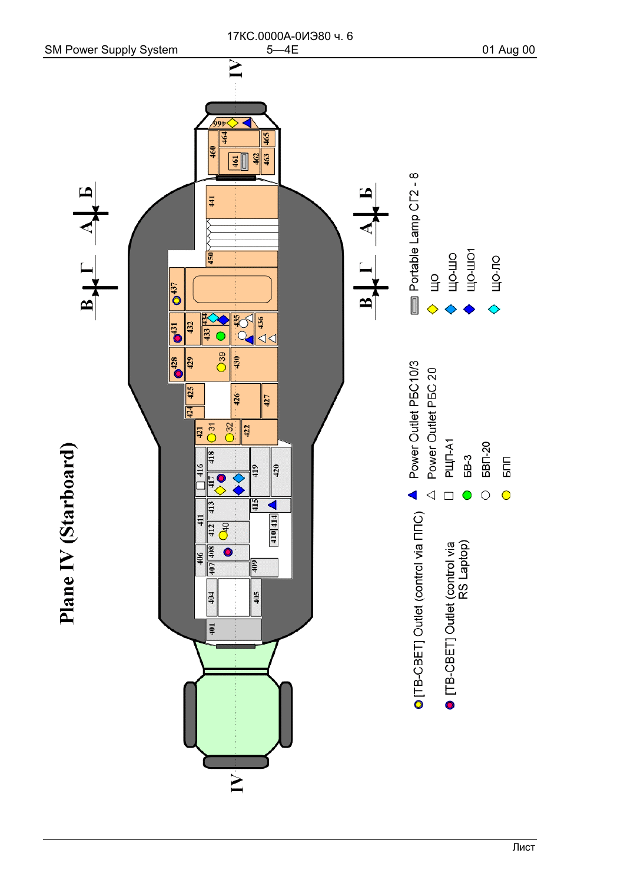# Plane IV (Starboard)

IV

IV

Б А Г В

Б А Г В

401 404 405 406 407 408 409 410 411 412 413 414 415 416 417 418 419 420 421 422 424 425 426 427 428 429 430 431 432 433 434 435 436 437 441 450 460 461 462 463 464 465 466

31 32 39 40

- ▲ Power Outlet РБС10/3
- △ Power Outlet РБС 20
- □ РЦП-А1
- ● БВ-3
- ○ БВП-20
- ● БПП
- Portable Lamp СГ2 - 8
- ◆ ЩО
- ◆ ЩО-ШО
- ◆ ЩО-ШО1
- ◆ ЩО-ЛО
- [ТВ-СВЕТ] Outlet (control via ППС)
- [ТВ-СВЕТ] Outlet (control via RS Laptop)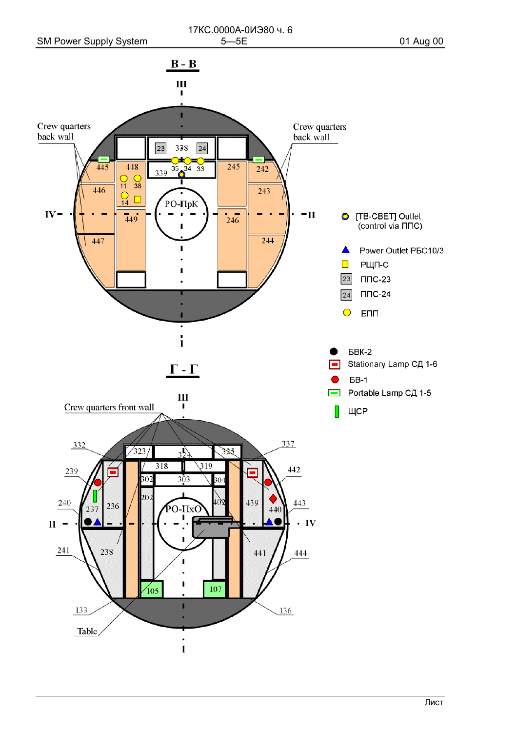## В - В

Crew quarters back wall

Crew quarters back wall

23 338 24

445 448 35 34 33 245 242

339

446 11 38 243

14

IV PO-ПрК II

449 246

447 244

III

I

- [ТВ-СВЕТ] Outlet (control via ППС)
- Power Outlet РБС10/3
- РЩП-С
- ППС-23
- ППС-24
- БПП

## Г - Г

Crew quarters front wall

III

332 323 324 325 337

239 318 319 442

302 303 304

240 202 402 443

237 236 439 440

II PO-ПхО IV

241 238 441 444

105 107

133 136

Table

I

- БВК-2
- Stationary Lamp СД 1-6
- БВ-1
- Portable Lamp СД 1-5
- ЩСР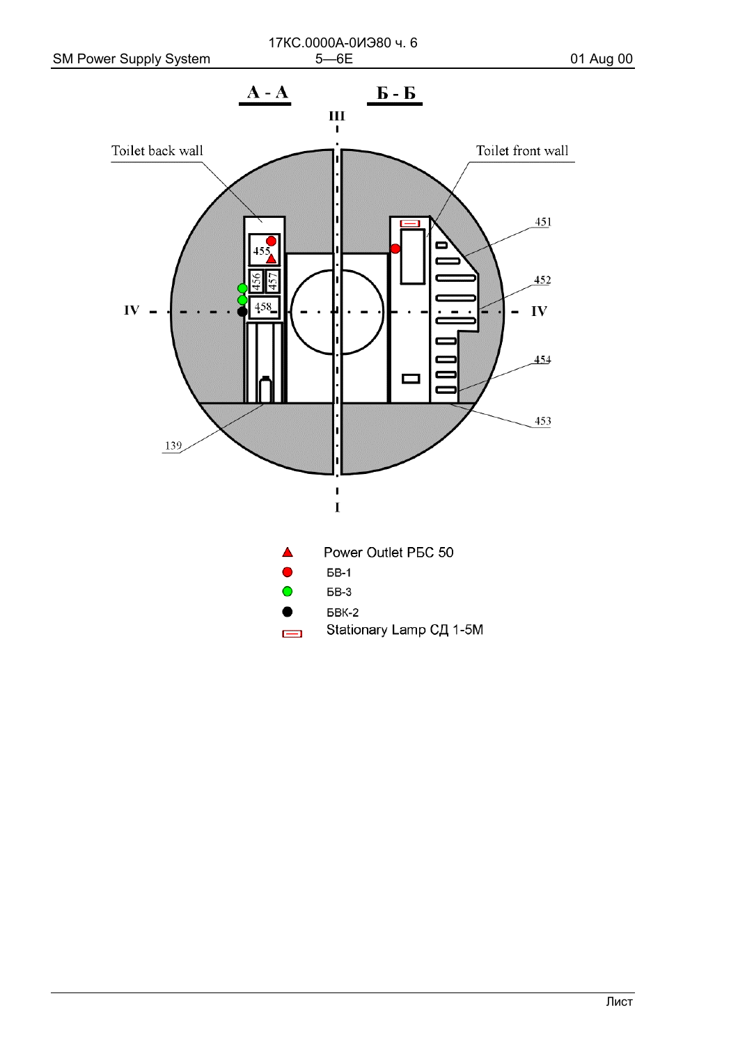А - А　　Б - Б

III

Toilet back wall

Toilet front wall

451

452

454

453

455

456

457

458

IV

IV

139

I

Power Outlet РБС 50

БВ-1

БВ-3

БВК-2

Stationary Lamp СД 1-5М